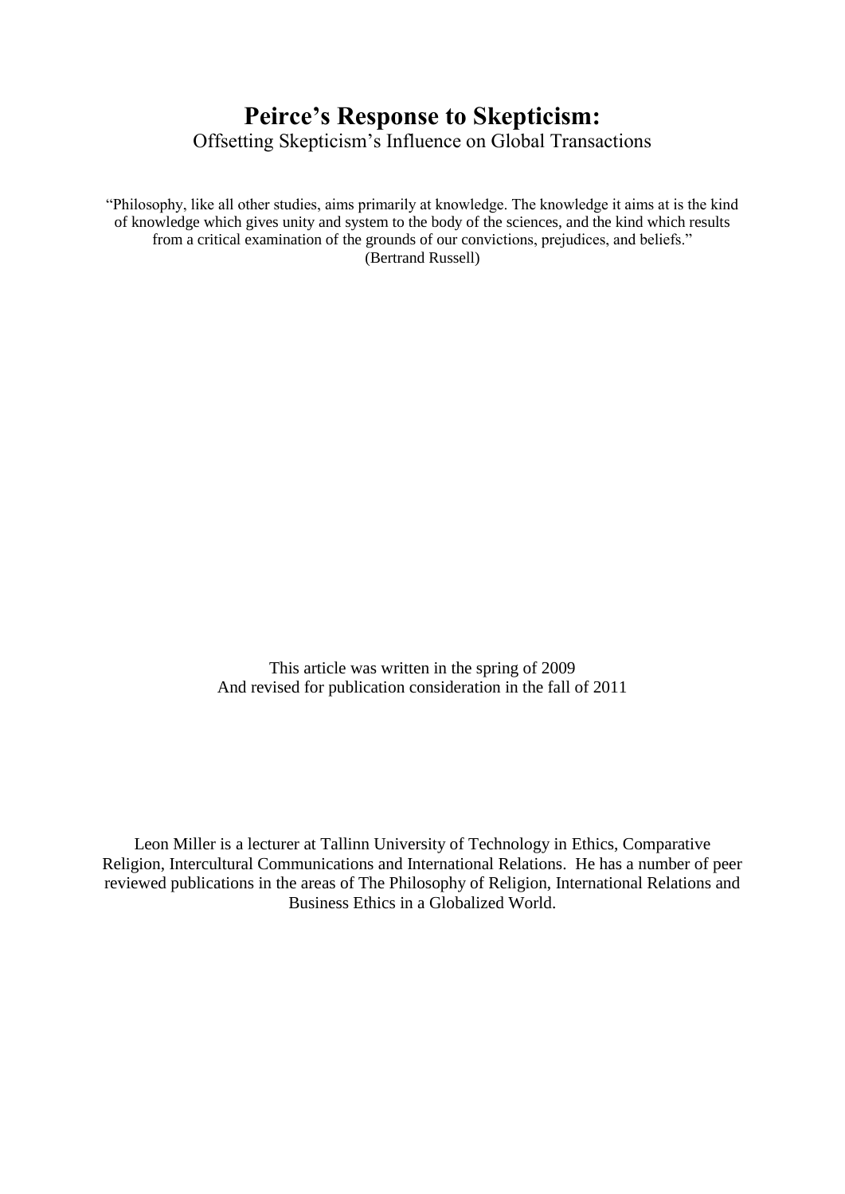# Peirce's Response to Skepticism:

Offsetting Skepticism's Influence on Global Transactions

"Philosophy, like all other studies, aims primarily at knowledge. The knowledge it aims at is the kind of knowledge which gives unity and system to the body of the sciences, and the kind which results from a critical examination of the grounds of our convictions, prejudices, and beliefs."
(Bertrand Russell)

This article was written in the spring of 2009
And revised for publication consideration in the fall of 2011

Leon Miller is a lecturer at Tallinn University of Technology in Ethics, Comparative Religion, Intercultural Communications and International Relations. He has a number of peer reviewed publications in the areas of The Philosophy of Religion, International Relations and Business Ethics in a Globalized World.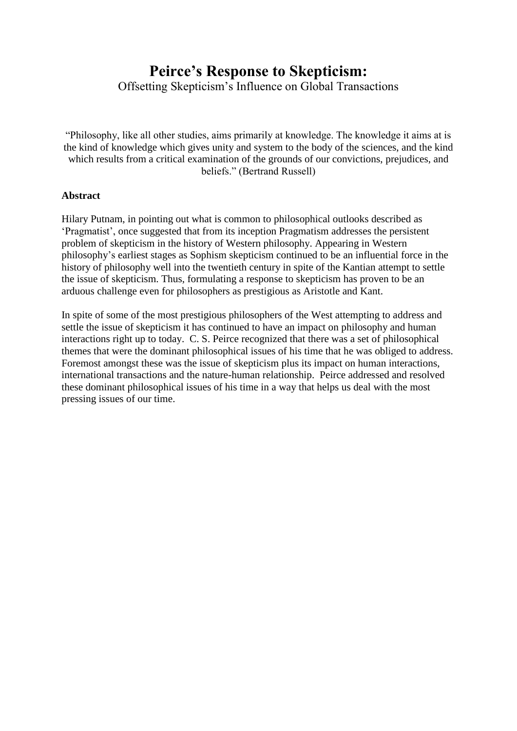# Peirce's Response to Skepticism:

Offsetting Skepticism's Influence on Global Transactions

"Philosophy, like all other studies, aims primarily at knowledge. The knowledge it aims at is the kind of knowledge which gives unity and system to the body of the sciences, and the kind which results from a critical examination of the grounds of our convictions, prejudices, and beliefs." (Bertrand Russell)

**Abstract**

Hilary Putnam, in pointing out what is common to philosophical outlooks described as 'Pragmatist', once suggested that from its inception Pragmatism addresses the persistent problem of skepticism in the history of Western philosophy. Appearing in Western philosophy's earliest stages as Sophism skepticism continued to be an influential force in the history of philosophy well into the twentieth century in spite of the Kantian attempt to settle the issue of skepticism. Thus, formulating a response to skepticism has proven to be an arduous challenge even for philosophers as prestigious as Aristotle and Kant.

In spite of some of the most prestigious philosophers of the West attempting to address and settle the issue of skepticism it has continued to have an impact on philosophy and human interactions right up to today. C. S. Peirce recognized that there was a set of philosophical themes that were the dominant philosophical issues of his time that he was obliged to address. Foremost amongst these was the issue of skepticism plus its impact on human interactions, international transactions and the nature-human relationship. Peirce addressed and resolved these dominant philosophical issues of his time in a way that helps us deal with the most pressing issues of our time.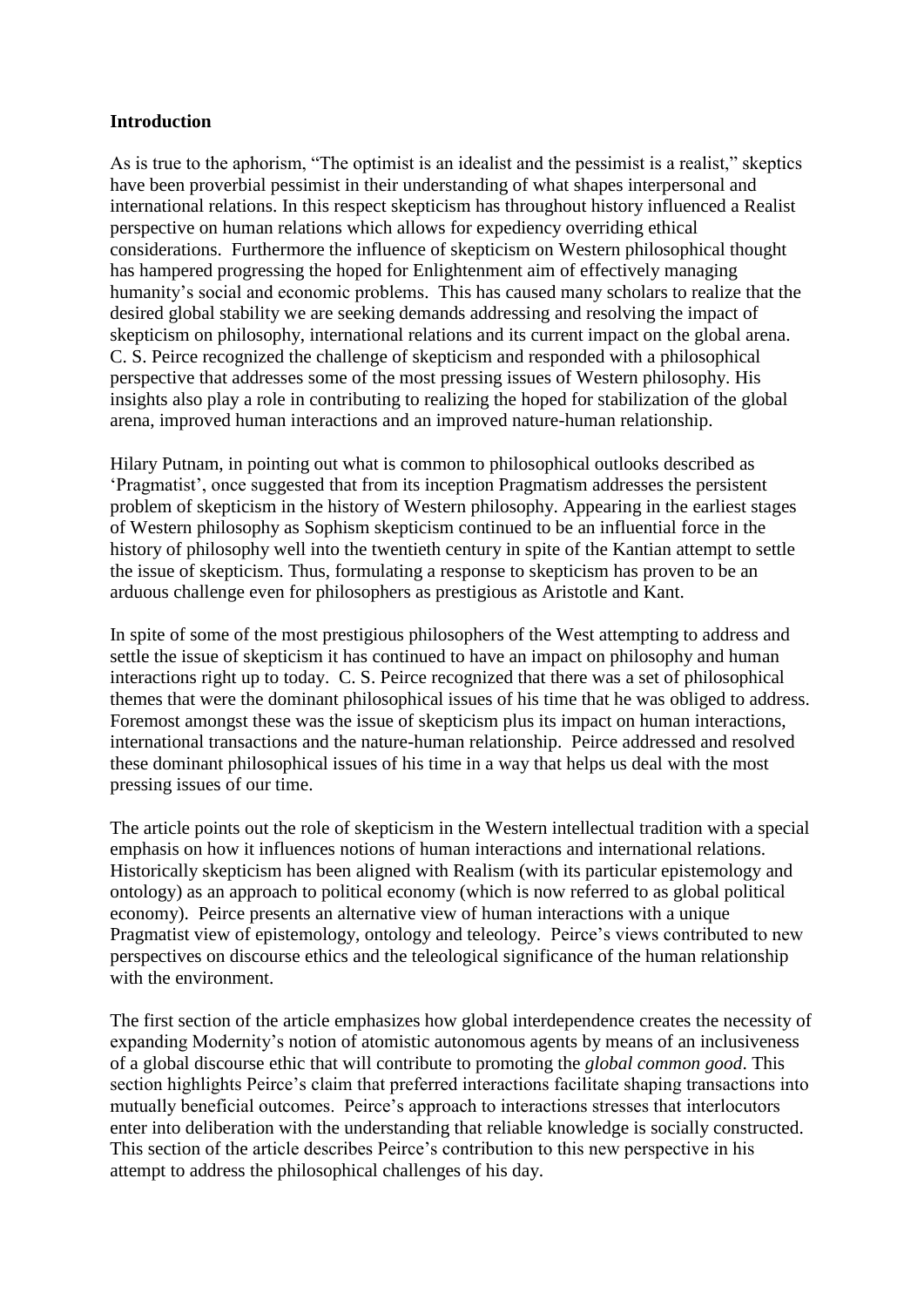**Introduction**

As is true to the aphorism, "The optimist is an idealist and the pessimist is a realist," skeptics have been proverbial pessimist in their understanding of what shapes interpersonal and international relations. In this respect skepticism has throughout history influenced a Realist perspective on human relations which allows for expediency overriding ethical considerations. Furthermore the influence of skepticism on Western philosophical thought has hampered progressing the hoped for Enlightenment aim of effectively managing humanity's social and economic problems. This has caused many scholars to realize that the desired global stability we are seeking demands addressing and resolving the impact of skepticism on philosophy, international relations and its current impact on the global arena. C. S. Peirce recognized the challenge of skepticism and responded with a philosophical perspective that addresses some of the most pressing issues of Western philosophy. His insights also play a role in contributing to realizing the hoped for stabilization of the global arena, improved human interactions and an improved nature-human relationship.

Hilary Putnam, in pointing out what is common to philosophical outlooks described as 'Pragmatist', once suggested that from its inception Pragmatism addresses the persistent problem of skepticism in the history of Western philosophy. Appearing in the earliest stages of Western philosophy as Sophism skepticism continued to be an influential force in the history of philosophy well into the twentieth century in spite of the Kantian attempt to settle the issue of skepticism. Thus, formulating a response to skepticism has proven to be an arduous challenge even for philosophers as prestigious as Aristotle and Kant.

In spite of some of the most prestigious philosophers of the West attempting to address and settle the issue of skepticism it has continued to have an impact on philosophy and human interactions right up to today. C. S. Peirce recognized that there was a set of philosophical themes that were the dominant philosophical issues of his time that he was obliged to address. Foremost amongst these was the issue of skepticism plus its impact on human interactions, international transactions and the nature-human relationship. Peirce addressed and resolved these dominant philosophical issues of his time in a way that helps us deal with the most pressing issues of our time.

The article points out the role of skepticism in the Western intellectual tradition with a special emphasis on how it influences notions of human interactions and international relations. Historically skepticism has been aligned with Realism (with its particular epistemology and ontology) as an approach to political economy (which is now referred to as global political economy). Peirce presents an alternative view of human interactions with a unique Pragmatist view of epistemology, ontology and teleology. Peirce's views contributed to new perspectives on discourse ethics and the teleological significance of the human relationship with the environment.

The first section of the article emphasizes how global interdependence creates the necessity of expanding Modernity's notion of atomistic autonomous agents by means of an inclusiveness of a global discourse ethic that will contribute to promoting the *global common good*. This section highlights Peirce's claim that preferred interactions facilitate shaping transactions into mutually beneficial outcomes. Peirce's approach to interactions stresses that interlocutors enter into deliberation with the understanding that reliable knowledge is socially constructed. This section of the article describes Peirce's contribution to this new perspective in his attempt to address the philosophical challenges of his day.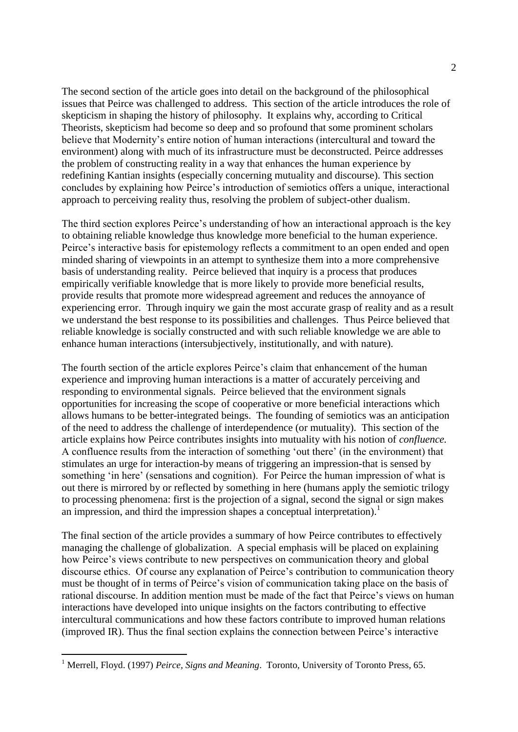The second section of the article goes into detail on the background of the philosophical issues that Peirce was challenged to address. This section of the article introduces the role of skepticism in shaping the history of philosophy. It explains why, according to Critical Theorists, skepticism had become so deep and so profound that some prominent scholars believe that Modernity's entire notion of human interactions (intercultural and toward the environment) along with much of its infrastructure must be deconstructed. Peirce addresses the problem of constructing reality in a way that enhances the human experience by redefining Kantian insights (especially concerning mutuality and discourse). This section concludes by explaining how Peirce's introduction of semiotics offers a unique, interactional approach to perceiving reality thus, resolving the problem of subject-other dualism.

The third section explores Peirce's understanding of how an interactional approach is the key to obtaining reliable knowledge thus knowledge more beneficial to the human experience. Peirce's interactive basis for epistemology reflects a commitment to an open ended and open minded sharing of viewpoints in an attempt to synthesize them into a more comprehensive basis of understanding reality. Peirce believed that inquiry is a process that produces empirically verifiable knowledge that is more likely to provide more beneficial results, provide results that promote more widespread agreement and reduces the annoyance of experiencing error. Through inquiry we gain the most accurate grasp of reality and as a result we understand the best response to its possibilities and challenges. Thus Peirce believed that reliable knowledge is socially constructed and with such reliable knowledge we are able to enhance human interactions (intersubjectively, institutionally, and with nature).

The fourth section of the article explores Peirce's claim that enhancement of the human experience and improving human interactions is a matter of accurately perceiving and responding to environmental signals. Peirce believed that the environment signals opportunities for increasing the scope of cooperative or more beneficial interactions which allows humans to be better-integrated beings. The founding of semiotics was an anticipation of the need to address the challenge of interdependence (or mutuality). This section of the article explains how Peirce contributes insights into mutuality with his notion of *confluence.* A confluence results from the interaction of something 'out there' (in the environment) that stimulates an urge for interaction-by means of triggering an impression-that is sensed by something 'in here' (sensations and cognition). For Peirce the human impression of what is out there is mirrored by or reflected by something in here (humans apply the semiotic trilogy to processing phenomena: first is the projection of a signal, second the signal or sign makes an impression, and third the impression shapes a conceptual interpretation).[1]

The final section of the article provides a summary of how Peirce contributes to effectively managing the challenge of globalization. A special emphasis will be placed on explaining how Peirce's views contribute to new perspectives on communication theory and global discourse ethics. Of course any explanation of Peirce's contribution to communication theory must be thought of in terms of Peirce's vision of communication taking place on the basis of rational discourse. In addition mention must be made of the fact that Peirce's views on human interactions have developed into unique insights on the factors contributing to effective intercultural communications and how these factors contribute to improved human relations (improved IR). Thus the final section explains the connection between Peirce's interactive

---

[1] Merrell, Floyd. (1997) *Peirce, Signs and Meaning*. Toronto, University of Toronto Press, 65.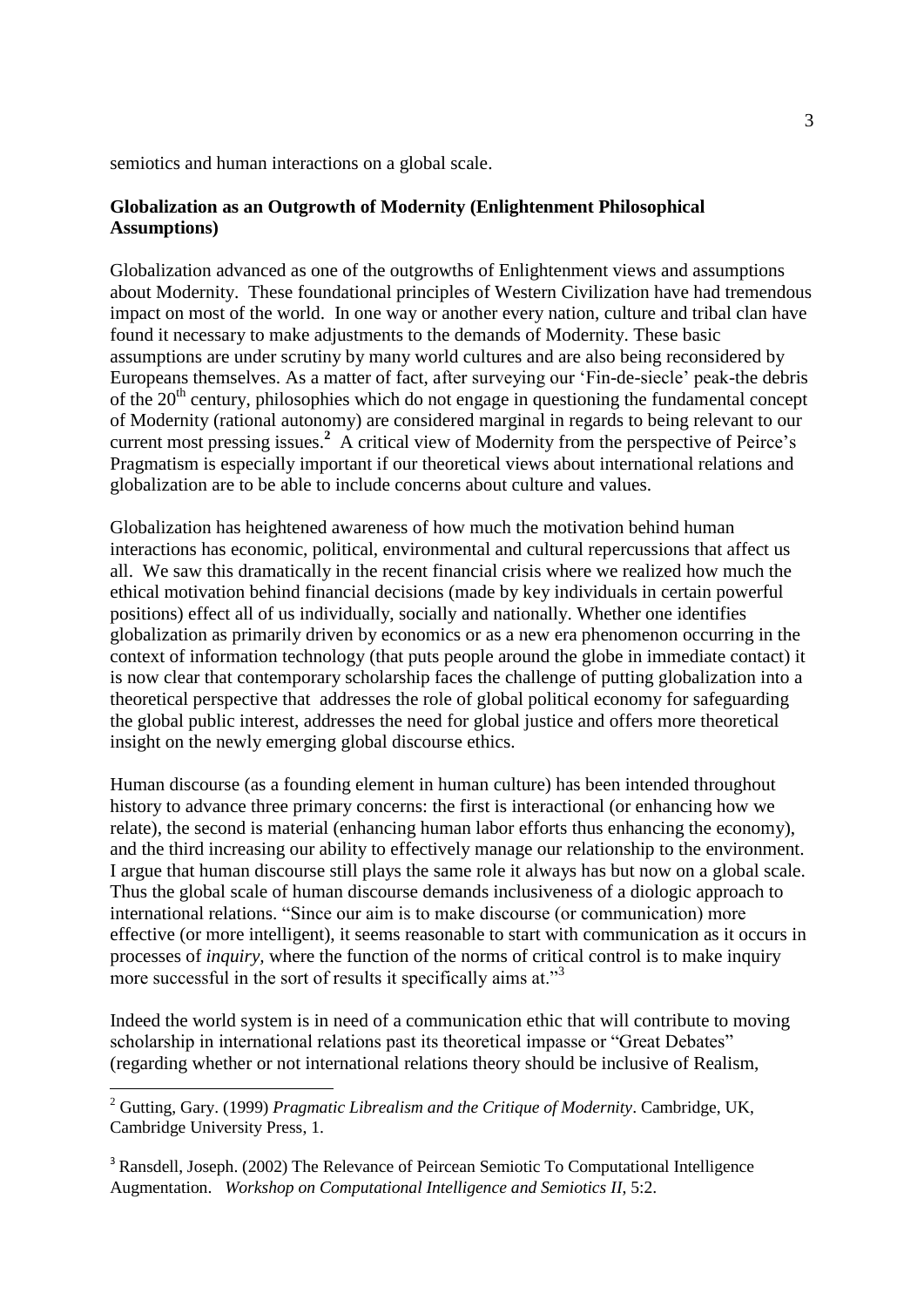semiotics and human interactions on a global scale.

**Globalization as an Outgrowth of Modernity (Enlightenment Philosophical Assumptions)**

Globalization advanced as one of the outgrowths of Enlightenment views and assumptions about Modernity. These foundational principles of Western Civilization have had tremendous impact on most of the world. In one way or another every nation, culture and tribal clan have found it necessary to make adjustments to the demands of Modernity. These basic assumptions are under scrutiny by many world cultures and are also being reconsidered by Europeans themselves. As a matter of fact, after surveying our 'Fin-de-siecle' peak-the debris of the 20th century, philosophies which do not engage in questioning the fundamental concept of Modernity (rational autonomy) are considered marginal in regards to being relevant to our current most pressing issues.[2] A critical view of Modernity from the perspective of Peirce's Pragmatism is especially important if our theoretical views about international relations and globalization are to be able to include concerns about culture and values.

Globalization has heightened awareness of how much the motivation behind human interactions has economic, political, environmental and cultural repercussions that affect us all. We saw this dramatically in the recent financial crisis where we realized how much the ethical motivation behind financial decisions (made by key individuals in certain powerful positions) effect all of us individually, socially and nationally. Whether one identifies globalization as primarily driven by economics or as a new era phenomenon occurring in the context of information technology (that puts people around the globe in immediate contact) it is now clear that contemporary scholarship faces the challenge of putting globalization into a theoretical perspective that addresses the role of global political economy for safeguarding the global public interest, addresses the need for global justice and offers more theoretical insight on the newly emerging global discourse ethics.

Human discourse (as a founding element in human culture) has been intended throughout history to advance three primary concerns: the first is interactional (or enhancing how we relate), the second is material (enhancing human labor efforts thus enhancing the economy), and the third increasing our ability to effectively manage our relationship to the environment. I argue that human discourse still plays the same role it always has but now on a global scale. Thus the global scale of human discourse demands inclusiveness of a diologic approach to international relations. "Since our aim is to make discourse (or communication) more effective (or more intelligent), it seems reasonable to start with communication as it occurs in processes of *inquiry*, where the function of the norms of critical control is to make inquiry more successful in the sort of results it specifically aims at."[3]

Indeed the world system is in need of a communication ethic that will contribute to moving scholarship in international relations past its theoretical impasse or "Great Debates" (regarding whether or not international relations theory should be inclusive of Realism,

---

[2] Gutting, Gary. (1999) *Pragmatic Librealism and the Critique of Modernity*. Cambridge, UK, Cambridge University Press, 1.

[3] Ransdell, Joseph. (2002) The Relevance of Peircean Semiotic To Computational Intelligence Augmentation. *Workshop on Computational Intelligence and Semiotics II*, 5:2.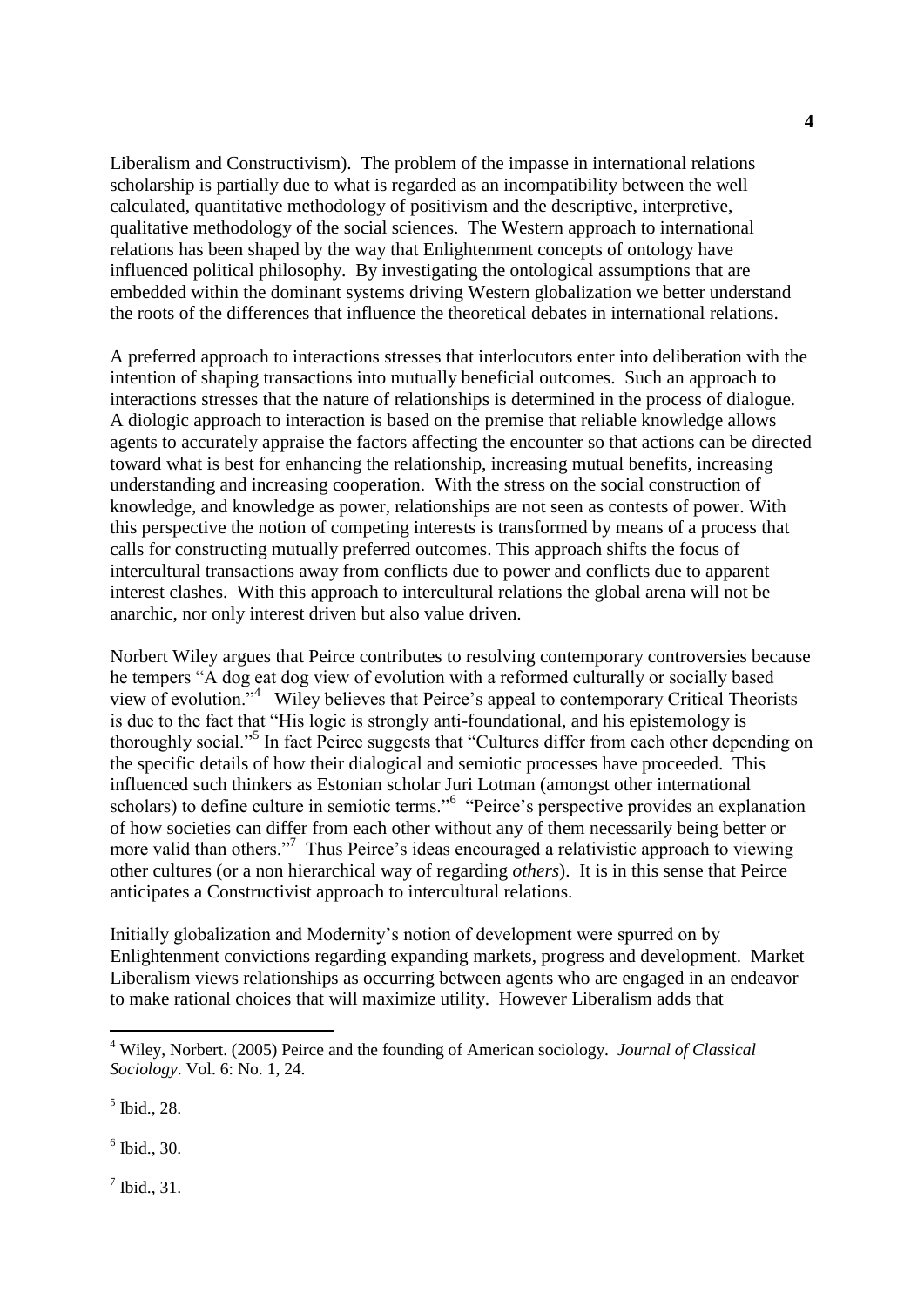Liberalism and Constructivism). The problem of the impasse in international relations scholarship is partially due to what is regarded as an incompatibility between the well calculated, quantitative methodology of positivism and the descriptive, interpretive, qualitative methodology of the social sciences. The Western approach to international relations has been shaped by the way that Enlightenment concepts of ontology have influenced political philosophy. By investigating the ontological assumptions that are embedded within the dominant systems driving Western globalization we better understand the roots of the differences that influence the theoretical debates in international relations.

A preferred approach to interactions stresses that interlocutors enter into deliberation with the intention of shaping transactions into mutually beneficial outcomes. Such an approach to interactions stresses that the nature of relationships is determined in the process of dialogue. A diologic approach to interaction is based on the premise that reliable knowledge allows agents to accurately appraise the factors affecting the encounter so that actions can be directed toward what is best for enhancing the relationship, increasing mutual benefits, increasing understanding and increasing cooperation. With the stress on the social construction of knowledge, and knowledge as power, relationships are not seen as contests of power. With this perspective the notion of competing interests is transformed by means of a process that calls for constructing mutually preferred outcomes. This approach shifts the focus of intercultural transactions away from conflicts due to power and conflicts due to apparent interest clashes. With this approach to intercultural relations the global arena will not be anarchic, nor only interest driven but also value driven.

Norbert Wiley argues that Peirce contributes to resolving contemporary controversies because he tempers "A dog eat dog view of evolution with a reformed culturally or socially based view of evolution."[4] Wiley believes that Peirce's appeal to contemporary Critical Theorists is due to the fact that "His logic is strongly anti-foundational, and his epistemology is thoroughly social."[5] In fact Peirce suggests that "Cultures differ from each other depending on the specific details of how their dialogical and semiotic processes have proceeded. This influenced such thinkers as Estonian scholar Juri Lotman (amongst other international scholars) to define culture in semiotic terms."[6] "Peirce's perspective provides an explanation of how societies can differ from each other without any of them necessarily being better or more valid than others."[7] Thus Peirce's ideas encouraged a relativistic approach to viewing other cultures (or a non hierarchical way of regarding *others*). It is in this sense that Peirce anticipates a Constructivist approach to intercultural relations.

Initially globalization and Modernity's notion of development were spurred on by Enlightenment convictions regarding expanding markets, progress and development. Market Liberalism views relationships as occurring between agents who are engaged in an endeavor to make rational choices that will maximize utility. However Liberalism adds that

---

[4] Wiley, Norbert. (2005) Peirce and the founding of American sociology. *Journal of Classical Sociology*. Vol. 6: No. 1, 24.

[5] Ibid., 28.

[6] Ibid., 30.

[7] Ibid., 31.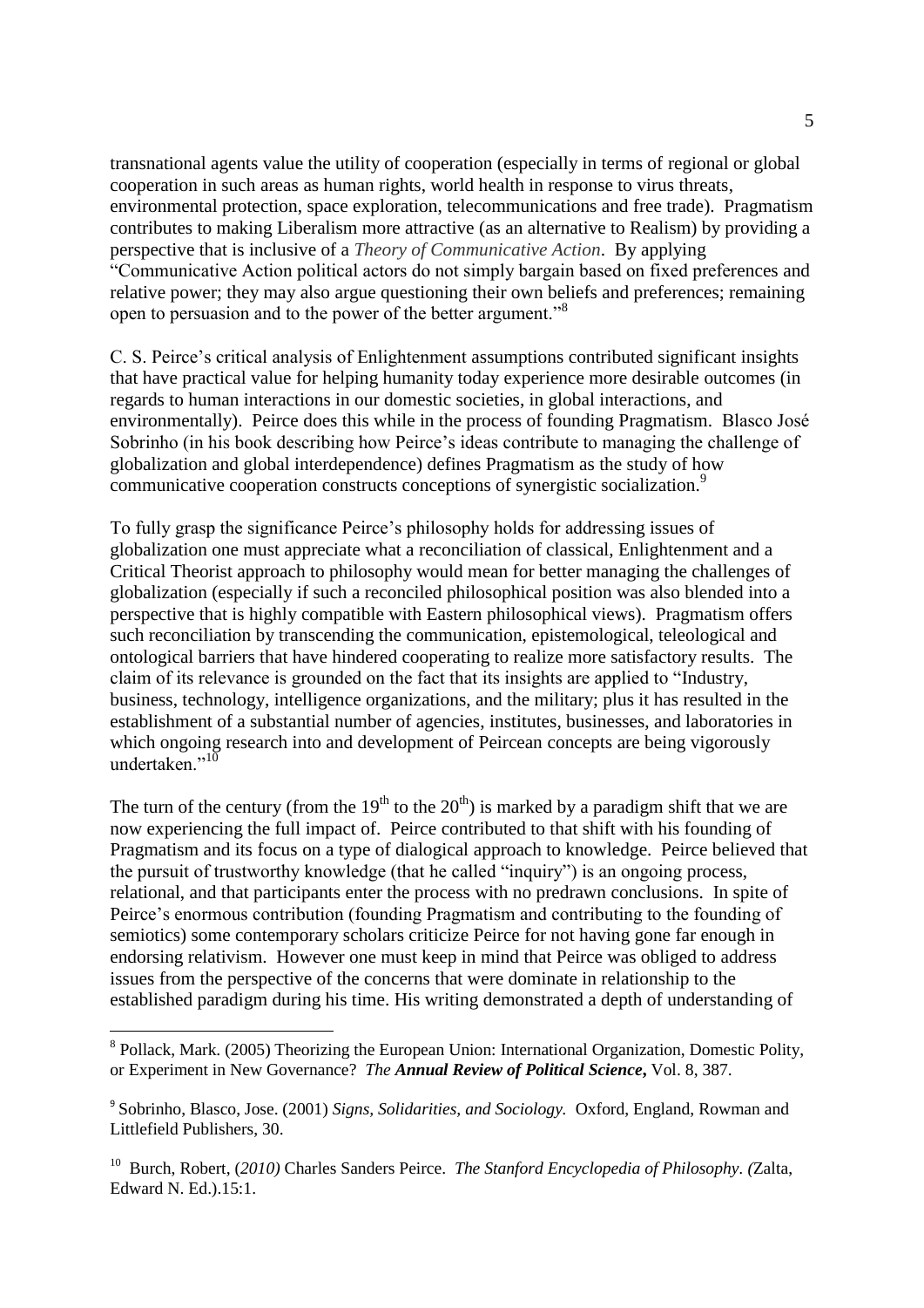transnational agents value the utility of cooperation (especially in terms of regional or global cooperation in such areas as human rights, world health in response to virus threats, environmental protection, space exploration, telecommunications and free trade). Pragmatism contributes to making Liberalism more attractive (as an alternative to Realism) by providing a perspective that is inclusive of a *Theory of Communicative Action*. By applying "Communicative Action political actors do not simply bargain based on fixed preferences and relative power; they may also argue questioning their own beliefs and preferences; remaining open to persuasion and to the power of the better argument."[8]

C. S. Peirce's critical analysis of Enlightenment assumptions contributed significant insights that have practical value for helping humanity today experience more desirable outcomes (in regards to human interactions in our domestic societies, in global interactions, and environmentally). Peirce does this while in the process of founding Pragmatism. Blasco José Sobrinho (in his book describing how Peirce's ideas contribute to managing the challenge of globalization and global interdependence) defines Pragmatism as the study of how communicative cooperation constructs conceptions of synergistic socialization.[9]

To fully grasp the significance Peirce's philosophy holds for addressing issues of globalization one must appreciate what a reconciliation of classical, Enlightenment and a Critical Theorist approach to philosophy would mean for better managing the challenges of globalization (especially if such a reconciled philosophical position was also blended into a perspective that is highly compatible with Eastern philosophical views). Pragmatism offers such reconciliation by transcending the communication, epistemological, teleological and ontological barriers that have hindered cooperating to realize more satisfactory results. The claim of its relevance is grounded on the fact that its insights are applied to "Industry, business, technology, intelligence organizations, and the military; plus it has resulted in the establishment of a substantial number of agencies, institutes, businesses, and laboratories in which ongoing research into and development of Peircean concepts are being vigorously undertaken."[10]

The turn of the century (from the 19th to the 20th) is marked by a paradigm shift that we are now experiencing the full impact of. Peirce contributed to that shift with his founding of Pragmatism and its focus on a type of dialogical approach to knowledge. Peirce believed that the pursuit of trustworthy knowledge (that he called "inquiry") is an ongoing process, relational, and that participants enter the process with no predrawn conclusions. In spite of Peirce's enormous contribution (founding Pragmatism and contributing to the founding of semiotics) some contemporary scholars criticize Peirce for not having gone far enough in endorsing relativism. However one must keep in mind that Peirce was obliged to address issues from the perspective of the concerns that were dominate in relationship to the established paradigm during his time. His writing demonstrated a depth of understanding of

---

[8] Pollack, Mark. (2005) Theorizing the European Union: International Organization, Domestic Polity, or Experiment in New Governance? *The **Annual Review of Political Science***, Vol. 8, 387.

[9] Sobrinho, Blasco, Jose. (2001) *Signs, Solidarities, and Sociology.* Oxford, England, Rowman and Littlefield Publishers, 30.

[10] Burch, Robert, (*2010)* Charles Sanders Peirce. *The Stanford Encyclopedia of Philosophy*. *(*Zalta, Edward N. Ed.).15:1.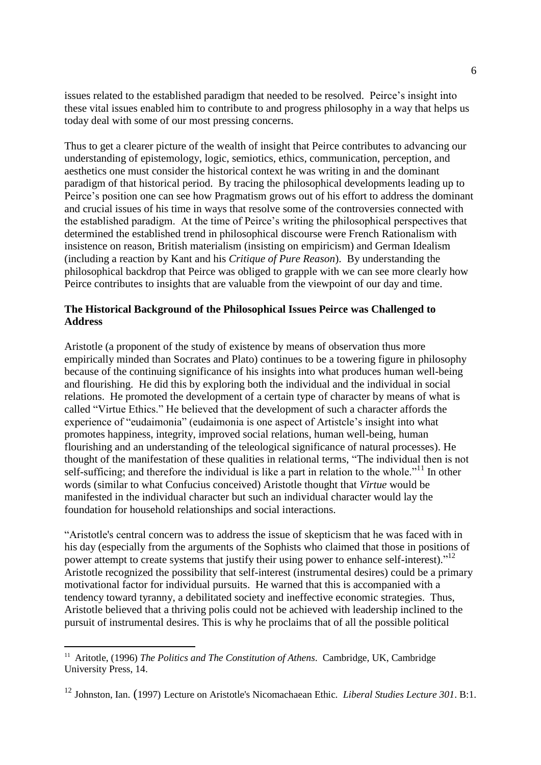issues related to the established paradigm that needed to be resolved. Peirce's insight into these vital issues enabled him to contribute to and progress philosophy in a way that helps us today deal with some of our most pressing concerns.

Thus to get a clearer picture of the wealth of insight that Peirce contributes to advancing our understanding of epistemology, logic, semiotics, ethics, communication, perception, and aesthetics one must consider the historical context he was writing in and the dominant paradigm of that historical period. By tracing the philosophical developments leading up to Peirce's position one can see how Pragmatism grows out of his effort to address the dominant and crucial issues of his time in ways that resolve some of the controversies connected with the established paradigm. At the time of Peirce's writing the philosophical perspectives that determined the established trend in philosophical discourse were French Rationalism with insistence on reason, British materialism (insisting on empiricism) and German Idealism (including a reaction by Kant and his *Critique of Pure Reason*). By understanding the philosophical backdrop that Peirce was obliged to grapple with we can see more clearly how Peirce contributes to insights that are valuable from the viewpoint of our day and time.

**The Historical Background of the Philosophical Issues Peirce was Challenged to Address**

Aristotle (a proponent of the study of existence by means of observation thus more empirically minded than Socrates and Plato) continues to be a towering figure in philosophy because of the continuing significance of his insights into what produces human well-being and flourishing. He did this by exploring both the individual and the individual in social relations. He promoted the development of a certain type of character by means of what is called "Virtue Ethics." He believed that the development of such a character affords the experience of "eudaimonia" (eudaimonia is one aspect of Artistcle's insight into what promotes happiness, integrity, improved social relations, human well-being, human flourishing and an understanding of the teleological significance of natural processes). He thought of the manifestation of these qualities in relational terms, "The individual then is not self-sufficing; and therefore the individual is like a part in relation to the whole."[11] In other words (similar to what Confucius conceived) Aristotle thought that *Virtue* would be manifested in the individual character but such an individual character would lay the foundation for household relationships and social interactions.

"Aristotle's central concern was to address the issue of skepticism that he was faced with in his day (especially from the arguments of the Sophists who claimed that those in positions of power attempt to create systems that justify their using power to enhance self-interest)."[12] Aristotle recognized the possibility that self-interest (instrumental desires) could be a primary motivational factor for individual pursuits. He warned that this is accompanied with a tendency toward tyranny, a debilitated society and ineffective economic strategies. Thus, Aristotle believed that a thriving polis could not be achieved with leadership inclined to the pursuit of instrumental desires. This is why he proclaims that of all the possible political

---

[11] Aritotle, (1996) *The Politics and The Constitution of Athens*. Cambridge, UK, Cambridge University Press, 14.

[12] Johnston, Ian. (1997) Lecture on Aristotle's Nicomachaean Ethic. *Liberal Studies Lecture 301*. B:1.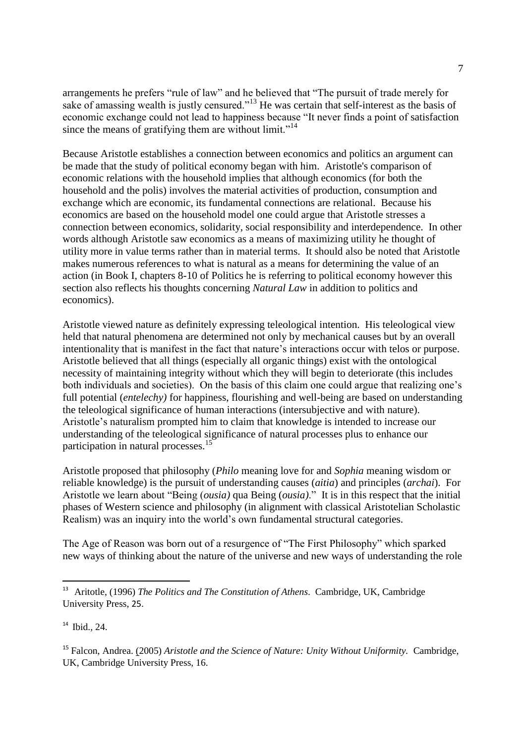arrangements he prefers "rule of law" and he believed that "The pursuit of trade merely for sake of amassing wealth is justly censured."[13] He was certain that self-interest as the basis of economic exchange could not lead to happiness because "It never finds a point of satisfaction since the means of gratifying them are without limit."[14]

Because Aristotle establishes a connection between economics and politics an argument can be made that the study of political economy began with him. Aristotle's comparison of economic relations with the household implies that although economics (for both the household and the polis) involves the material activities of production, consumption and exchange which are economic, its fundamental connections are relational. Because his economics are based on the household model one could argue that Aristotle stresses a connection between economics, solidarity, social responsibility and interdependence. In other words although Aristotle saw economics as a means of maximizing utility he thought of utility more in value terms rather than in material terms. It should also be noted that Aristotle makes numerous references to what is natural as a means for determining the value of an action (in Book I, chapters 8-10 of Politics he is referring to political economy however this section also reflects his thoughts concerning *Natural Law* in addition to politics and economics).

Aristotle viewed nature as definitely expressing teleological intention. His teleological view held that natural phenomena are determined not only by mechanical causes but by an overall intentionality that is manifest in the fact that nature's interactions occur with telos or purpose. Aristotle believed that all things (especially all organic things) exist with the ontological necessity of maintaining integrity without which they will begin to deteriorate (this includes both individuals and societies). On the basis of this claim one could argue that realizing one's full potential (*entelechy)* for happiness, flourishing and well-being are based on understanding the teleological significance of human interactions (intersubjective and with nature). Aristotle's naturalism prompted him to claim that knowledge is intended to increase our understanding of the teleological significance of natural processes plus to enhance our participation in natural processes.[15]

Aristotle proposed that philosophy (*Philo* meaning love for and *Sophia* meaning wisdom or reliable knowledge) is the pursuit of understanding causes (*aitia*) and principles (*archai*). For Aristotle we learn about "Being (*ousia)* qua Being (*ousia)*." It is in this respect that the initial phases of Western science and philosophy (in alignment with classical Aristotelian Scholastic Realism) was an inquiry into the world's own fundamental structural categories.

The Age of Reason was born out of a resurgence of "The First Philosophy" which sparked new ways of thinking about the nature of the universe and new ways of understanding the role

---

[13] Aritotle, (1996) *The Politics and The Constitution of Athens*. Cambridge, UK, Cambridge University Press, 25.

[14] Ibid., 24.

[15] Falcon, Andrea. (2005) *Aristotle and the Science of Nature: Unity Without Uniformity*. Cambridge, UK, Cambridge University Press, 16.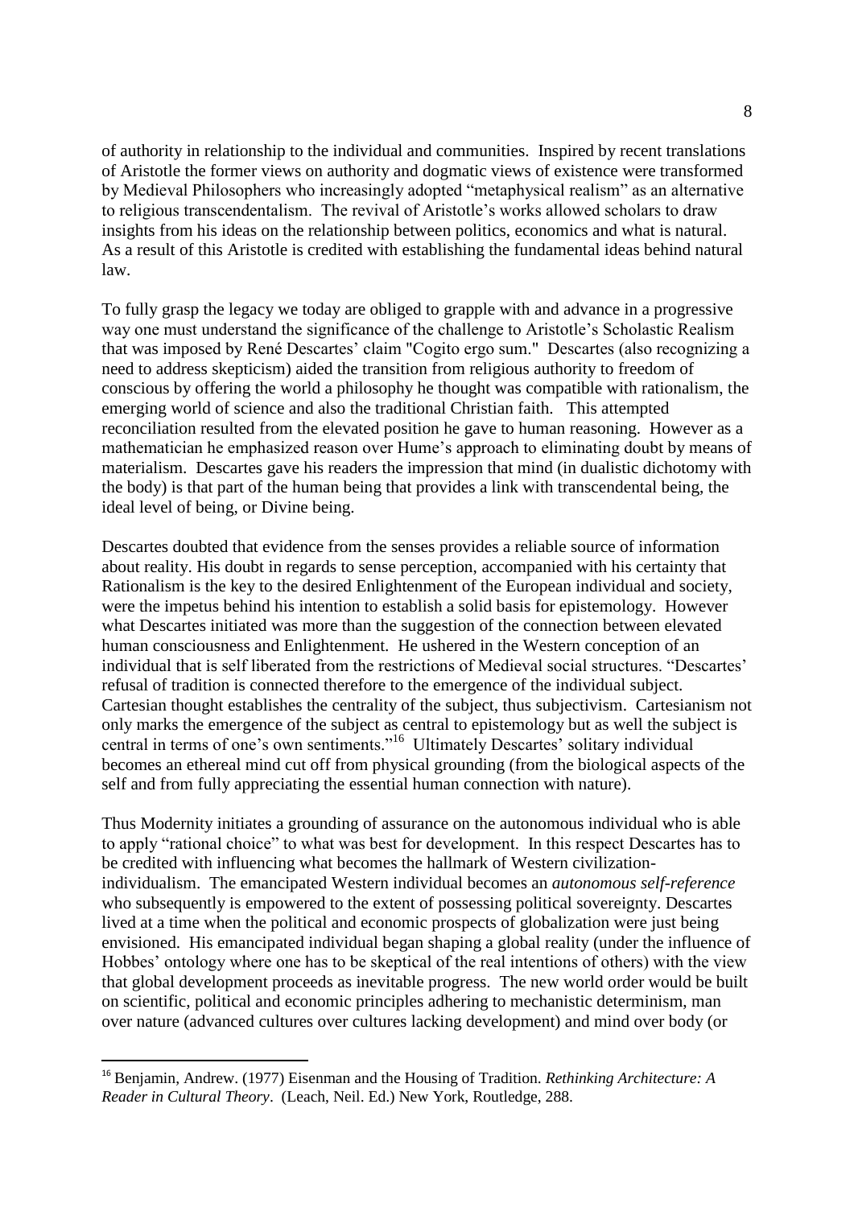of authority in relationship to the individual and communities. Inspired by recent translations of Aristotle the former views on authority and dogmatic views of existence were transformed by Medieval Philosophers who increasingly adopted "metaphysical realism" as an alternative to religious transcendentalism. The revival of Aristotle's works allowed scholars to draw insights from his ideas on the relationship between politics, economics and what is natural. As a result of this Aristotle is credited with establishing the fundamental ideas behind natural law.

To fully grasp the legacy we today are obliged to grapple with and advance in a progressive way one must understand the significance of the challenge to Aristotle's Scholastic Realism that was imposed by René Descartes' claim "Cogito ergo sum." Descartes (also recognizing a need to address skepticism) aided the transition from religious authority to freedom of conscious by offering the world a philosophy he thought was compatible with rationalism, the emerging world of science and also the traditional Christian faith. This attempted reconciliation resulted from the elevated position he gave to human reasoning. However as a mathematician he emphasized reason over Hume's approach to eliminating doubt by means of materialism. Descartes gave his readers the impression that mind (in dualistic dichotomy with the body) is that part of the human being that provides a link with transcendental being, the ideal level of being, or Divine being.

Descartes doubted that evidence from the senses provides a reliable source of information about reality. His doubt in regards to sense perception, accompanied with his certainty that Rationalism is the key to the desired Enlightenment of the European individual and society, were the impetus behind his intention to establish a solid basis for epistemology. However what Descartes initiated was more than the suggestion of the connection between elevated human consciousness and Enlightenment. He ushered in the Western conception of an individual that is self liberated from the restrictions of Medieval social structures. "Descartes' refusal of tradition is connected therefore to the emergence of the individual subject. Cartesian thought establishes the centrality of the subject, thus subjectivism. Cartesianism not only marks the emergence of the subject as central to epistemology but as well the subject is central in terms of one's own sentiments."[16] Ultimately Descartes' solitary individual becomes an ethereal mind cut off from physical grounding (from the biological aspects of the self and from fully appreciating the essential human connection with nature).

Thus Modernity initiates a grounding of assurance on the autonomous individual who is able to apply "rational choice" to what was best for development. In this respect Descartes has to be credited with influencing what becomes the hallmark of Western civilization-individualism. The emancipated Western individual becomes an *autonomous self-reference* who subsequently is empowered to the extent of possessing political sovereignty. Descartes lived at a time when the political and economic prospects of globalization were just being envisioned. His emancipated individual began shaping a global reality (under the influence of Hobbes' ontology where one has to be skeptical of the real intentions of others) with the view that global development proceeds as inevitable progress. The new world order would be built on scientific, political and economic principles adhering to mechanistic determinism, man over nature (advanced cultures over cultures lacking development) and mind over body (or

---

[16] Benjamin, Andrew. (1977) Eisenman and the Housing of Tradition. *Rethinking Architecture: A Reader in Cultural Theory*. (Leach, Neil. Ed.) New York, Routledge, 288.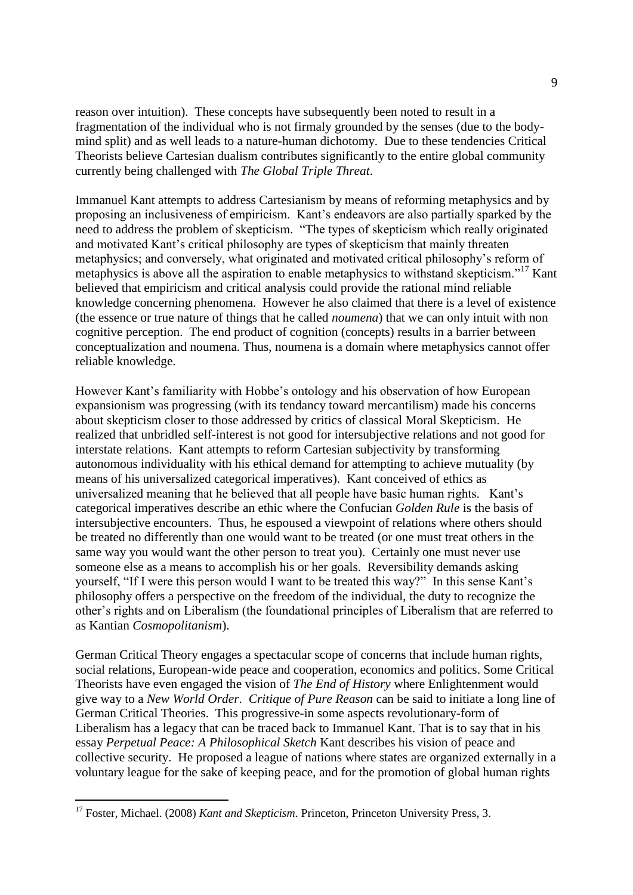reason over intuition). These concepts have subsequently been noted to result in a fragmentation of the individual who is not firmaly grounded by the senses (due to the body-mind split) and as well leads to a nature-human dichotomy. Due to these tendencies Critical Theorists believe Cartesian dualism contributes significantly to the entire global community currently being challenged with *The Global Triple Threat*.

Immanuel Kant attempts to address Cartesianism by means of reforming metaphysics and by proposing an inclusiveness of empiricism. Kant's endeavors are also partially sparked by the need to address the problem of skepticism. "The types of skepticism which really originated and motivated Kant's critical philosophy are types of skepticism that mainly threaten metaphysics; and conversely, what originated and motivated critical philosophy's reform of metaphysics is above all the aspiration to enable metaphysics to withstand skepticism."[17] Kant believed that empiricism and critical analysis could provide the rational mind reliable knowledge concerning phenomena. However he also claimed that there is a level of existence (the essence or true nature of things that he called *noumena*) that we can only intuit with non cognitive perception. The end product of cognition (concepts) results in a barrier between conceptualization and noumena. Thus, noumena is a domain where metaphysics cannot offer reliable knowledge.

However Kant's familiarity with Hobbe's ontology and his observation of how European expansionism was progressing (with its tendancy toward mercantilism) made his concerns about skepticism closer to those addressed by critics of classical Moral Skepticism. He realized that unbridled self-interest is not good for intersubjective relations and not good for interstate relations. Kant attempts to reform Cartesian subjectivity by transforming autonomous individuality with his ethical demand for attempting to achieve mutuality (by means of his universalized categorical imperatives). Kant conceived of ethics as universalized meaning that he believed that all people have basic human rights. Kant's categorical imperatives describe an ethic where the Confucian *Golden Rule* is the basis of intersubjective encounters. Thus, he espoused a viewpoint of relations where others should be treated no differently than one would want to be treated (or one must treat others in the same way you would want the other person to treat you). Certainly one must never use someone else as a means to accomplish his or her goals. Reversibility demands asking yourself, "If I were this person would I want to be treated this way?" In this sense Kant's philosophy offers a perspective on the freedom of the individual, the duty to recognize the other's rights and on Liberalism (the foundational principles of Liberalism that are referred to as Kantian *Cosmopolitanism*).

German Critical Theory engages a spectacular scope of concerns that include human rights, social relations, European-wide peace and cooperation, economics and politics. Some Critical Theorists have even engaged the vision of *The End of History* where Enlightenment would give way to a *New World Order*. *Critique of Pure Reason* can be said to initiate a long line of German Critical Theories. This progressive-in some aspects revolutionary-form of Liberalism has a legacy that can be traced back to Immanuel Kant. That is to say that in his essay *Perpetual Peace: A Philosophical Sketch* Kant describes his vision of peace and collective security. He proposed a league of nations where states are organized externally in a voluntary league for the sake of keeping peace, and for the promotion of global human rights

---

[17] Foster, Michael. (2008) *Kant and Skepticism*. Princeton, Princeton University Press, 3.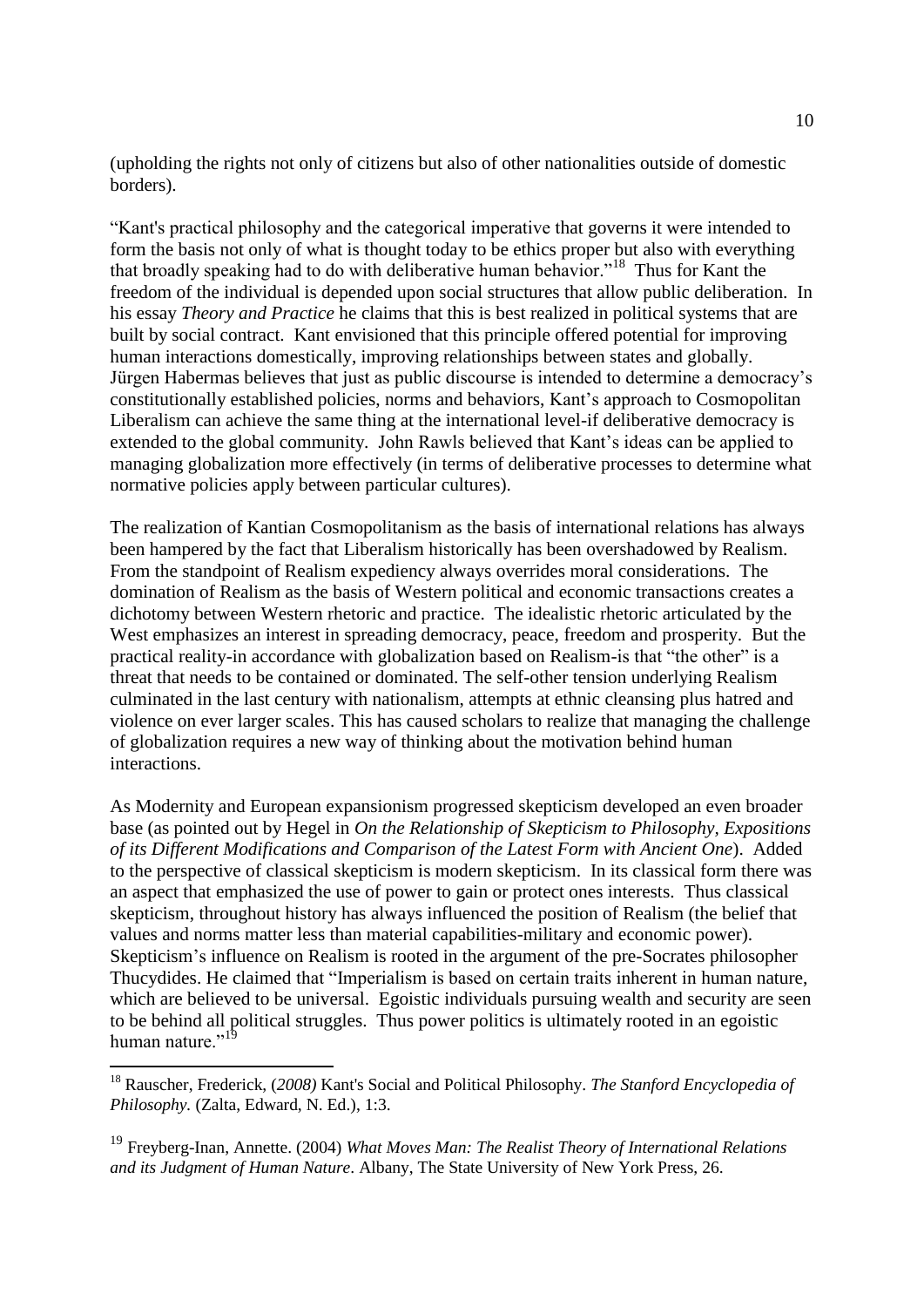(upholding the rights not only of citizens but also of other nationalities outside of domestic borders).

"Kant's practical philosophy and the categorical imperative that governs it were intended to form the basis not only of what is thought today to be ethics proper but also with everything that broadly speaking had to do with deliberative human behavior."[18] Thus for Kant the freedom of the individual is depended upon social structures that allow public deliberation. In his essay *Theory and Practice* he claims that this is best realized in political systems that are built by social contract. Kant envisioned that this principle offered potential for improving human interactions domestically, improving relationships between states and globally. Jürgen Habermas believes that just as public discourse is intended to determine a democracy's constitutionally established policies, norms and behaviors, Kant's approach to Cosmopolitan Liberalism can achieve the same thing at the international level-if deliberative democracy is extended to the global community. John Rawls believed that Kant's ideas can be applied to managing globalization more effectively (in terms of deliberative processes to determine what normative policies apply between particular cultures).

The realization of Kantian Cosmopolitanism as the basis of international relations has always been hampered by the fact that Liberalism historically has been overshadowed by Realism. From the standpoint of Realism expediency always overrides moral considerations. The domination of Realism as the basis of Western political and economic transactions creates a dichotomy between Western rhetoric and practice. The idealistic rhetoric articulated by the West emphasizes an interest in spreading democracy, peace, freedom and prosperity. But the practical reality-in accordance with globalization based on Realism-is that "the other" is a threat that needs to be contained or dominated. The self-other tension underlying Realism culminated in the last century with nationalism, attempts at ethnic cleansing plus hatred and violence on ever larger scales. This has caused scholars to realize that managing the challenge of globalization requires a new way of thinking about the motivation behind human interactions.

As Modernity and European expansionism progressed skepticism developed an even broader base (as pointed out by Hegel in *On the Relationship of Skepticism to Philosophy, Expositions of its Different Modifications and Comparison of the Latest Form with Ancient One*). Added to the perspective of classical skepticism is modern skepticism. In its classical form there was an aspect that emphasized the use of power to gain or protect ones interests. Thus classical skepticism, throughout history has always influenced the position of Realism (the belief that values and norms matter less than material capabilities-military and economic power). Skepticism's influence on Realism is rooted in the argument of the pre-Socrates philosopher Thucydides. He claimed that "Imperialism is based on certain traits inherent in human nature, which are believed to be universal. Egoistic individuals pursuing wealth and security are seen to be behind all political struggles. Thus power politics is ultimately rooted in an egoistic human nature."[19]

---

[18] Rauscher, Frederick, (*2008)* Kant's Social and Political Philosophy. *The Stanford Encyclopedia of Philosophy.* (Zalta, Edward, N. Ed.), 1:3.

[19] Freyberg-Inan, Annette. (2004) *What Moves Man: The Realist Theory of International Relations and its Judgment of Human Nature*. Albany, The State University of New York Press, 26.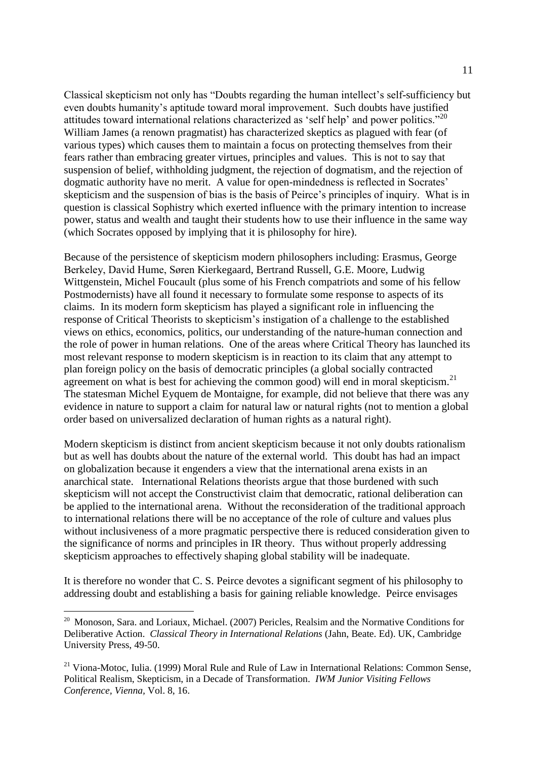Classical skepticism not only has "Doubts regarding the human intellect's self-sufficiency but even doubts humanity's aptitude toward moral improvement. Such doubts have justified attitudes toward international relations characterized as 'self help' and power politics."[20] William James (a renown pragmatist) has characterized skeptics as plagued with fear (of various types) which causes them to maintain a focus on protecting themselves from their fears rather than embracing greater virtues, principles and values. This is not to say that suspension of belief, withholding judgment, the rejection of dogmatism, and the rejection of dogmatic authority have no merit. A value for open-mindedness is reflected in Socrates' skepticism and the suspension of bias is the basis of Peirce's principles of inquiry. What is in question is classical Sophistry which exerted influence with the primary intention to increase power, status and wealth and taught their students how to use their influence in the same way (which Socrates opposed by implying that it is philosophy for hire).

Because of the persistence of skepticism modern philosophers including: Erasmus, George Berkeley, David Hume, Søren Kierkegaard, Bertrand Russell, G.E. Moore, Ludwig Wittgenstein, Michel Foucault (plus some of his French compatriots and some of his fellow Postmodernists) have all found it necessary to formulate some response to aspects of its claims. In its modern form skepticism has played a significant role in influencing the response of Critical Theorists to skepticism's instigation of a challenge to the established views on ethics, economics, politics, our understanding of the nature-human connection and the role of power in human relations. One of the areas where Critical Theory has launched its most relevant response to modern skepticism is in reaction to its claim that any attempt to plan foreign policy on the basis of democratic principles (a global socially contracted agreement on what is best for achieving the common good) will end in moral skepticism.[21] The statesman Michel Eyquem de Montaigne, for example, did not believe that there was any evidence in nature to support a claim for natural law or natural rights (not to mention a global order based on universalized declaration of human rights as a natural right).

Modern skepticism is distinct from ancient skepticism because it not only doubts rationalism but as well has doubts about the nature of the external world. This doubt has had an impact on globalization because it engenders a view that the international arena exists in an anarchical state. International Relations theorists argue that those burdened with such skepticism will not accept the Constructivist claim that democratic, rational deliberation can be applied to the international arena. Without the reconsideration of the traditional approach to international relations there will be no acceptance of the role of culture and values plus without inclusiveness of a more pragmatic perspective there is reduced consideration given to the significance of norms and principles in IR theory. Thus without properly addressing skepticism approaches to effectively shaping global stability will be inadequate.

It is therefore no wonder that C. S. Peirce devotes a significant segment of his philosophy to addressing doubt and establishing a basis for gaining reliable knowledge. Peirce envisages

---

[20] Monoson, Sara. and Loriaux, Michael. (2007) Pericles, Realsim and the Normative Conditions for Deliberative Action. *Classical Theory in International Relations* (Jahn, Beate. Ed). UK, Cambridge University Press, 49-50.

[21] Viona-Motoc, Iulia. (1999) Moral Rule and Rule of Law in International Relations: Common Sense, Political Realism, Skepticism, in a Decade of Transformation. *IWM Junior Visiting Fellows Conference, Vienna*, Vol. 8, 16.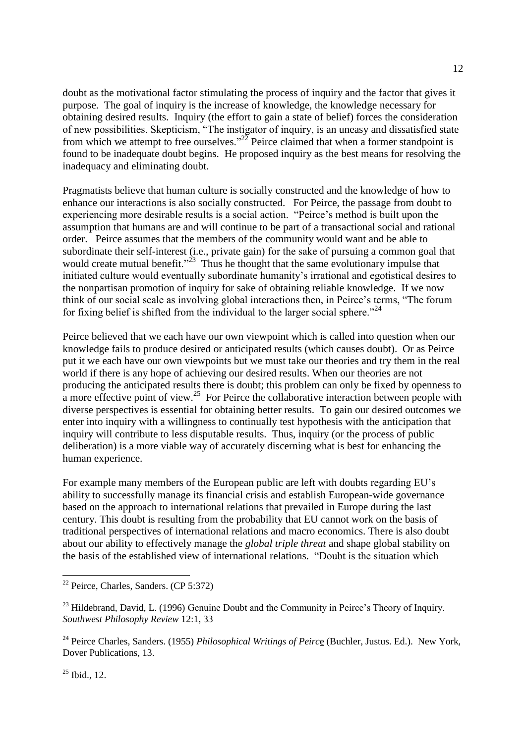doubt as the motivational factor stimulating the process of inquiry and the factor that gives it purpose. The goal of inquiry is the increase of knowledge, the knowledge necessary for obtaining desired results. Inquiry (the effort to gain a state of belief) forces the consideration of new possibilities. Skepticism, "The instigator of inquiry, is an uneasy and dissatisfied state from which we attempt to free ourselves."[22] Peirce claimed that when a former standpoint is found to be inadequate doubt begins. He proposed inquiry as the best means for resolving the inadequacy and eliminating doubt.

Pragmatists believe that human culture is socially constructed and the knowledge of how to enhance our interactions is also socially constructed. For Peirce, the passage from doubt to experiencing more desirable results is a social action. "Peirce's method is built upon the assumption that humans are and will continue to be part of a transactional social and rational order. Peirce assumes that the members of the community would want and be able to subordinate their self-interest (i.e., private gain) for the sake of pursuing a common goal that would create mutual benefit."[23] Thus he thought that the same evolutionary impulse that initiated culture would eventually subordinate humanity's irrational and egotistical desires to the nonpartisan promotion of inquiry for sake of obtaining reliable knowledge. If we now think of our social scale as involving global interactions then, in Peirce's terms, "The forum for fixing belief is shifted from the individual to the larger social sphere."[24]

Peirce believed that we each have our own viewpoint which is called into question when our knowledge fails to produce desired or anticipated results (which causes doubt). Or as Peirce put it we each have our own viewpoints but we must take our theories and try them in the real world if there is any hope of achieving our desired results. When our theories are not producing the anticipated results there is doubt; this problem can only be fixed by openness to a more effective point of view.[25] For Peirce the collaborative interaction between people with diverse perspectives is essential for obtaining better results. To gain our desired outcomes we enter into inquiry with a willingness to continually test hypothesis with the anticipation that inquiry will contribute to less disputable results. Thus, inquiry (or the process of public deliberation) is a more viable way of accurately discerning what is best for enhancing the human experience.

For example many members of the European public are left with doubts regarding EU's ability to successfully manage its financial crisis and establish European-wide governance based on the approach to international relations that prevailed in Europe during the last century. This doubt is resulting from the probability that EU cannot work on the basis of traditional perspectives of international relations and macro economics. There is also doubt about our ability to effectively manage the *global triple threat* and shape global stability on the basis of the established view of international relations. "Doubt is the situation which

---

[22] Peirce, Charles, Sanders. (CP 5:372)

[23] Hildebrand, David, L. (1996) Genuine Doubt and the Community in Peirce's Theory of Inquiry. *Southwest Philosophy Review* 12:1, 33

[24] Peirce Charles, Sanders. (1955) *Philosophical Writings of Peirce* (Buchler, Justus. Ed.). New York, Dover Publications, 13.

[25] Ibid., 12.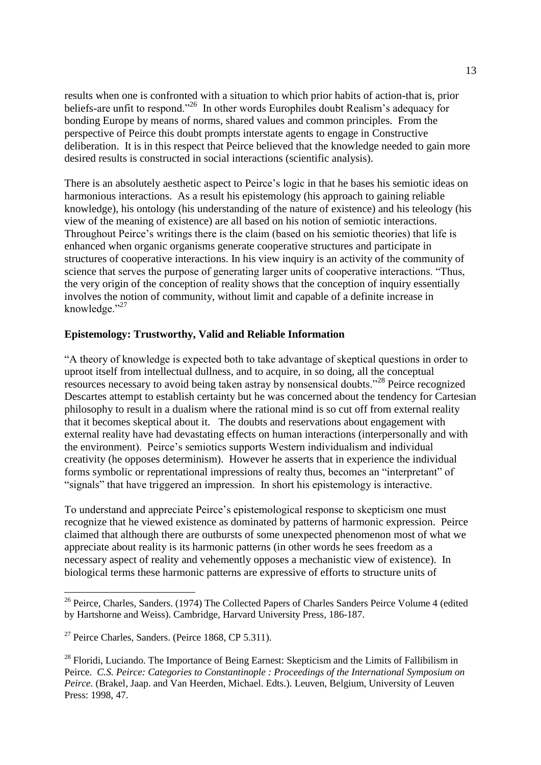results when one is confronted with a situation to which prior habits of action-that is, prior beliefs-are unfit to respond."[26] In other words Europhiles doubt Realism's adequacy for bonding Europe by means of norms, shared values and common principles. From the perspective of Peirce this doubt prompts interstate agents to engage in Constructive deliberation. It is in this respect that Peirce believed that the knowledge needed to gain more desired results is constructed in social interactions (scientific analysis).

There is an absolutely aesthetic aspect to Peirce's logic in that he bases his semiotic ideas on harmonious interactions. As a result his epistemology (his approach to gaining reliable knowledge), his ontology (his understanding of the nature of existence) and his teleology (his view of the meaning of existence) are all based on his notion of semiotic interactions. Throughout Peirce's writings there is the claim (based on his semiotic theories) that life is enhanced when organic organisms generate cooperative structures and participate in structures of cooperative interactions. In his view inquiry is an activity of the community of science that serves the purpose of generating larger units of cooperative interactions. "Thus, the very origin of the conception of reality shows that the conception of inquiry essentially involves the notion of community, without limit and capable of a definite increase in knowledge."[27]

## Epistemology: Trustworthy, Valid and Reliable Information

"A theory of knowledge is expected both to take advantage of skeptical questions in order to uproot itself from intellectual dullness, and to acquire, in so doing, all the conceptual resources necessary to avoid being taken astray by nonsensical doubts."[28] Peirce recognized Descartes attempt to establish certainty but he was concerned about the tendency for Cartesian philosophy to result in a dualism where the rational mind is so cut off from external reality that it becomes skeptical about it. The doubts and reservations about engagement with external reality have had devastating effects on human interactions (interpersonally and with the environment). Peirce's semiotics supports Western individualism and individual creativity (he opposes determinism). However he asserts that in experience the individual forms symbolic or reprentational impressions of realty thus, becomes an "interpretant" of "signals" that have triggered an impression. In short his epistemology is interactive.

To understand and appreciate Peirce's epistemological response to skepticism one must recognize that he viewed existence as dominated by patterns of harmonic expression. Peirce claimed that although there are outbursts of some unexpected phenomenon most of what we appreciate about reality is its harmonic patterns (in other words he sees freedom as a necessary aspect of reality and vehemently opposes a mechanistic view of existence). In biological terms these harmonic patterns are expressive of efforts to structure units of

---

[26] Peirce, Charles, Sanders. (1974) The Collected Papers of Charles Sanders Peirce Volume 4 (edited by Hartshorne and Weiss). Cambridge, Harvard University Press, 186-187.

[27] Peirce Charles, Sanders. (Peirce 1868, CP 5.311).

[28] Floridi, Luciando. The Importance of Being Earnest: Skepticism and the Limits of Fallibilism in Peirce. *C.S. Peirce: Categories to Constantinople : Proceedings of the International Symposium on Peirce.* (Brakel, Jaap. and Van Heerden, Michael. Edts.). Leuven, Belgium, University of Leuven Press: 1998, 47.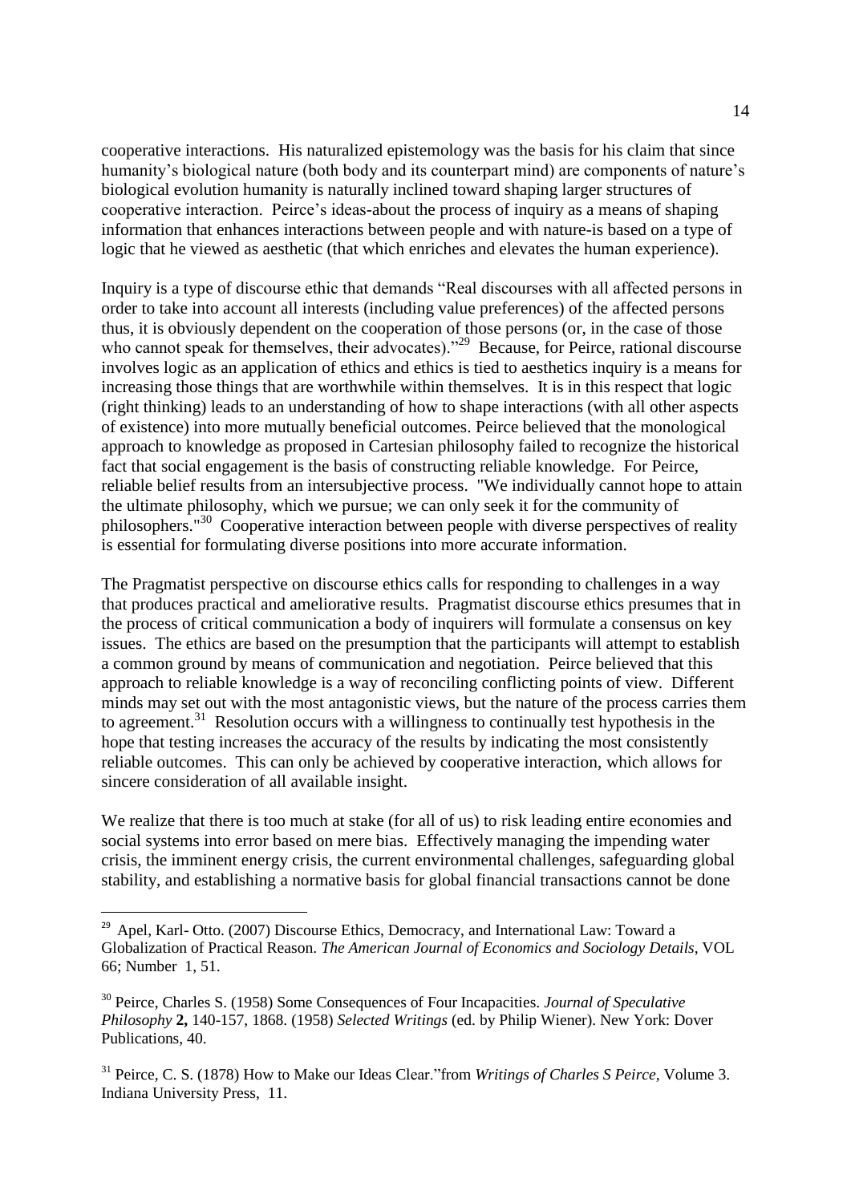cooperative interactions. His naturalized epistemology was the basis for his claim that since humanity's biological nature (both body and its counterpart mind) are components of nature's biological evolution humanity is naturally inclined toward shaping larger structures of cooperative interaction. Peirce's ideas-about the process of inquiry as a means of shaping information that enhances interactions between people and with nature-is based on a type of logic that he viewed as aesthetic (that which enriches and elevates the human experience).

Inquiry is a type of discourse ethic that demands "Real discourses with all affected persons in order to take into account all interests (including value preferences) of the affected persons thus, it is obviously dependent on the cooperation of those persons (or, in the case of those who cannot speak for themselves, their advocates)."[29] Because, for Peirce, rational discourse involves logic as an application of ethics and ethics is tied to aesthetics inquiry is a means for increasing those things that are worthwhile within themselves. It is in this respect that logic (right thinking) leads to an understanding of how to shape interactions (with all other aspects of existence) into more mutually beneficial outcomes. Peirce believed that the monological approach to knowledge as proposed in Cartesian philosophy failed to recognize the historical fact that social engagement is the basis of constructing reliable knowledge. For Peirce, reliable belief results from an intersubjective process. "We individually cannot hope to attain the ultimate philosophy, which we pursue; we can only seek it for the community of philosophers."[30] Cooperative interaction between people with diverse perspectives of reality is essential for formulating diverse positions into more accurate information.

The Pragmatist perspective on discourse ethics calls for responding to challenges in a way that produces practical and ameliorative results. Pragmatist discourse ethics presumes that in the process of critical communication a body of inquirers will formulate a consensus on key issues. The ethics are based on the presumption that the participants will attempt to establish a common ground by means of communication and negotiation. Peirce believed that this approach to reliable knowledge is a way of reconciling conflicting points of view. Different minds may set out with the most antagonistic views, but the nature of the process carries them to agreement.[31] Resolution occurs with a willingness to continually test hypothesis in the hope that testing increases the accuracy of the results by indicating the most consistently reliable outcomes. This can only be achieved by cooperative interaction, which allows for sincere consideration of all available insight.

We realize that there is too much at stake (for all of us) to risk leading entire economies and social systems into error based on mere bias. Effectively managing the impending water crisis, the imminent energy crisis, the current environmental challenges, safeguarding global stability, and establishing a normative basis for global financial transactions cannot be done

---

[29] Apel, Karl- Otto. (2007) Discourse Ethics, Democracy, and International Law: Toward a Globalization of Practical Reason. *The American Journal of Economics and Sociology Details*, VOL 66; Number 1, 51.

[30] Peirce, Charles S. (1958) Some Consequences of Four Incapacities. *Journal of Speculative Philosophy* **2,** 140-157, 1868. (1958) *Selected Writings* (ed. by Philip Wiener). New York: Dover Publications, 40.

[31] Peirce, C. S. (1878) How to Make our Ideas Clear."from *Writings of Charles S Peirce*, Volume 3. Indiana University Press, 11.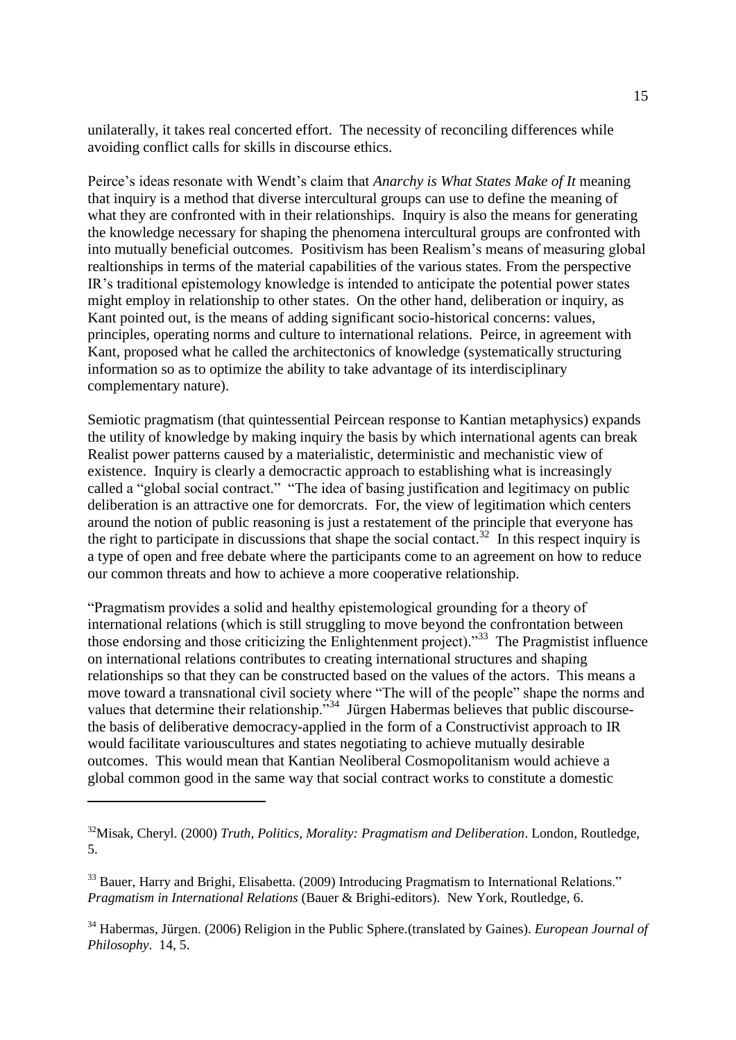unilaterally, it takes real concerted effort. The necessity of reconciling differences while avoiding conflict calls for skills in discourse ethics.

Peirce's ideas resonate with Wendt's claim that *Anarchy is What States Make of It* meaning that inquiry is a method that diverse intercultural groups can use to define the meaning of what they are confronted with in their relationships. Inquiry is also the means for generating the knowledge necessary for shaping the phenomena intercultural groups are confronted with into mutually beneficial outcomes. Positivism has been Realism's means of measuring global realtionships in terms of the material capabilities of the various states. From the perspective IR's traditional epistemology knowledge is intended to anticipate the potential power states might employ in relationship to other states. On the other hand, deliberation or inquiry, as Kant pointed out, is the means of adding significant socio-historical concerns: values, principles, operating norms and culture to international relations. Peirce, in agreement with Kant, proposed what he called the architectonics of knowledge (systematically structuring information so as to optimize the ability to take advantage of its interdisciplinary complementary nature).

Semiotic pragmatism (that quintessential Peircean response to Kantian metaphysics) expands the utility of knowledge by making inquiry the basis by which international agents can break Realist power patterns caused by a materialistic, deterministic and mechanistic view of existence. Inquiry is clearly a democratic approach to establishing what is increasingly called a "global social contract." "The idea of basing justification and legitimacy on public deliberation is an attractive one for demorcrats. For, the view of legitimation which centers around the notion of public reasoning is just a restatement of the principle that everyone has the right to participate in discussions that shape the social contact.[32] In this respect inquiry is a type of open and free debate where the participants come to an agreement on how to reduce our common threats and how to achieve a more cooperative relationship.

"Pragmatism provides a solid and healthy epistemological grounding for a theory of international relations (which is still struggling to move beyond the confrontation between those endorsing and those criticizing the Enlightenment project)."[33] The Pragmistist influence on international relations contributes to creating international structures and shaping relationships so that they can be constructed based on the values of the actors. This means a move toward a transnational civil society where "The will of the people" shape the norms and values that determine their relationship."[34] Jürgen Habermas believes that public discourse-the basis of deliberative democracy-applied in the form of a Constructivist approach to IR would facilitate variouscultures and states negotiating to achieve mutually desirable outcomes. This would mean that Kantian Neoliberal Cosmopolitanism would achieve a global common good in the same way that social contract works to constitute a domestic

---

[32]Misak, Cheryl. (2000) *Truth, Politics, Morality: Pragmatism and Deliberation*. London, Routledge, 5.

[33] Bauer, Harry and Brighi, Elisabetta. (2009) Introducing Pragmatism to International Relations." *Pragmatism in International Relations* (Bauer & Brighi-editors). New York, Routledge, 6.

[34] Habermas, Jürgen. (2006) Religion in the Public Sphere.(translated by Gaines). *European Journal of Philosophy*. 14, 5.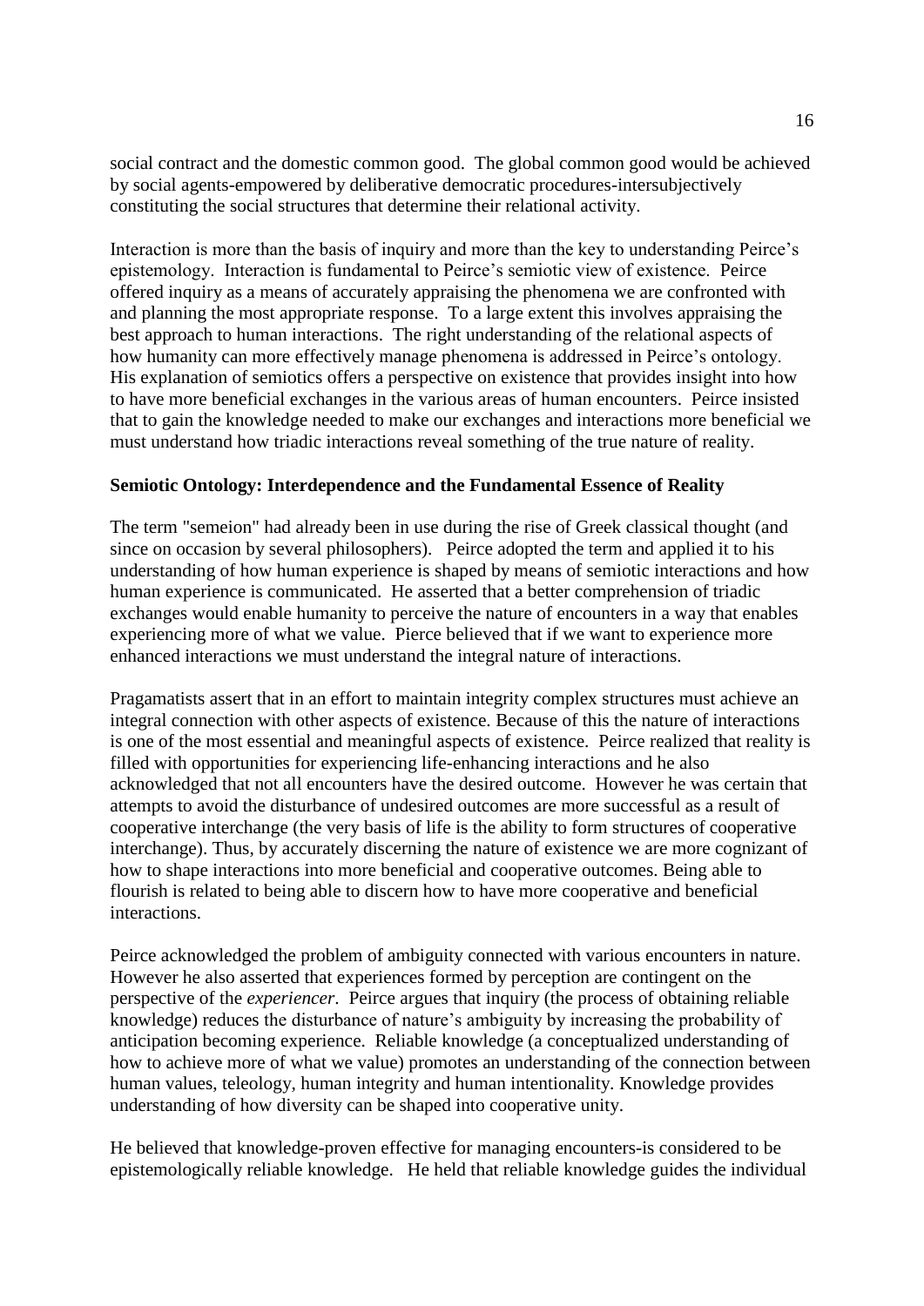social contract and the domestic common good. The global common good would be achieved by social agents-empowered by deliberative democratic procedures-intersubjectively constituting the social structures that determine their relational activity.

Interaction is more than the basis of inquiry and more than the key to understanding Peirce's epistemology. Interaction is fundamental to Peirce's semiotic view of existence. Peirce offered inquiry as a means of accurately appraising the phenomena we are confronted with and planning the most appropriate response. To a large extent this involves appraising the best approach to human interactions. The right understanding of the relational aspects of how humanity can more effectively manage phenomena is addressed in Peirce's ontology. His explanation of semiotics offers a perspective on existence that provides insight into how to have more beneficial exchanges in the various areas of human encounters. Peirce insisted that to gain the knowledge needed to make our exchanges and interactions more beneficial we must understand how triadic interactions reveal something of the true nature of reality.

**Semiotic Ontology: Interdependence and the Fundamental Essence of Reality**

The term "semeion" had already been in use during the rise of Greek classical thought (and since on occasion by several philosophers). Peirce adopted the term and applied it to his understanding of how human experience is shaped by means of semiotic interactions and how human experience is communicated. He asserted that a better comprehension of triadic exchanges would enable humanity to perceive the nature of encounters in a way that enables experiencing more of what we value. Pierce believed that if we want to experience more enhanced interactions we must understand the integral nature of interactions.

Pragamatists assert that in an effort to maintain integrity complex structures must achieve an integral connection with other aspects of existence. Because of this the nature of interactions is one of the most essential and meaningful aspects of existence. Peirce realized that reality is filled with opportunities for experiencing life-enhancing interactions and he also acknowledged that not all encounters have the desired outcome. However he was certain that attempts to avoid the disturbance of undesired outcomes are more successful as a result of cooperative interchange (the very basis of life is the ability to form structures of cooperative interchange). Thus, by accurately discerning the nature of existence we are more cognizant of how to shape interactions into more beneficial and cooperative outcomes. Being able to flourish is related to being able to discern how to have more cooperative and beneficial interactions.

Peirce acknowledged the problem of ambiguity connected with various encounters in nature. However he also asserted that experiences formed by perception are contingent on the perspective of the *experiencer*. Peirce argues that inquiry (the process of obtaining reliable knowledge) reduces the disturbance of nature's ambiguity by increasing the probability of anticipation becoming experience. Reliable knowledge (a conceptualized understanding of how to achieve more of what we value) promotes an understanding of the connection between human values, teleology, human integrity and human intentionality. Knowledge provides understanding of how diversity can be shaped into cooperative unity.

He believed that knowledge-proven effective for managing encounters-is considered to be epistemologically reliable knowledge. He held that reliable knowledge guides the individual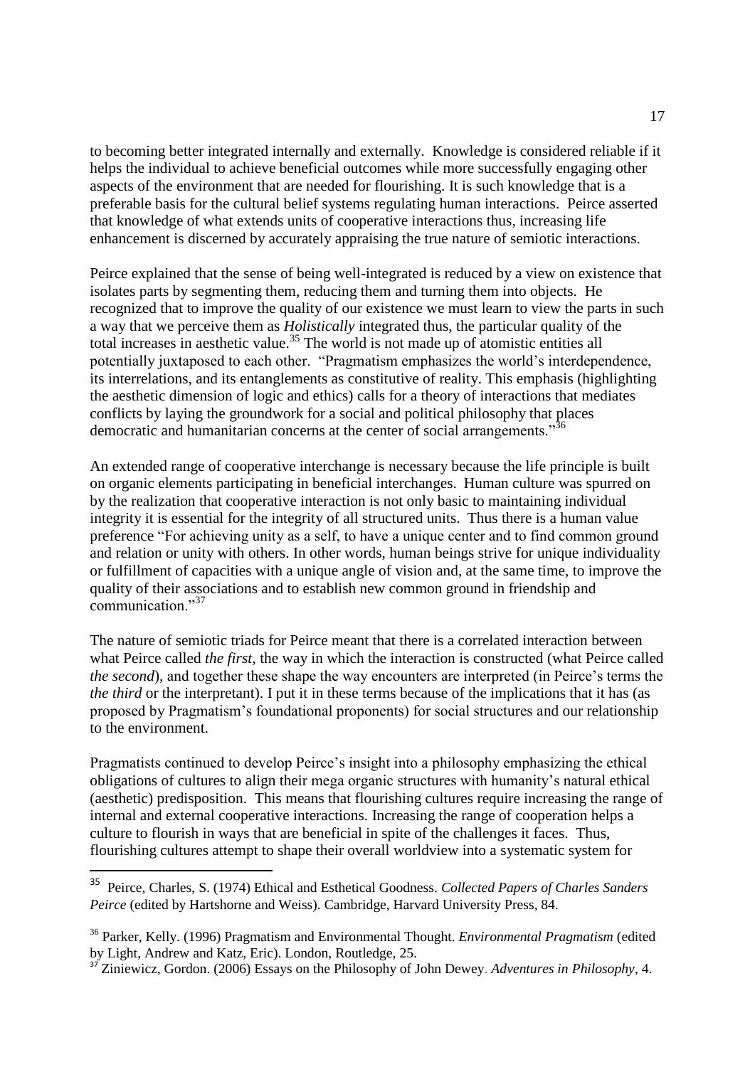to becoming better integrated internally and externally. Knowledge is considered reliable if it helps the individual to achieve beneficial outcomes while more successfully engaging other aspects of the environment that are needed for flourishing. It is such knowledge that is a preferable basis for the cultural belief systems regulating human interactions. Peirce asserted that knowledge of what extends units of cooperative interactions thus, increasing life enhancement is discerned by accurately appraising the true nature of semiotic interactions.

Peirce explained that the sense of being well-integrated is reduced by a view on existence that isolates parts by segmenting them, reducing them and turning them into objects. He recognized that to improve the quality of our existence we must learn to view the parts in such a way that we perceive them as *Holistically* integrated thus, the particular quality of the total increases in aesthetic value.[35] The world is not made up of atomistic entities all potentially juxtaposed to each other. "Pragmatism emphasizes the world's interdependence, its interrelations, and its entanglements as constitutive of reality. This emphasis (highlighting the aesthetic dimension of logic and ethics) calls for a theory of interactions that mediates conflicts by laying the groundwork for a social and political philosophy that places democratic and humanitarian concerns at the center of social arrangements."[36]

An extended range of cooperative interchange is necessary because the life principle is built on organic elements participating in beneficial interchanges. Human culture was spurred on by the realization that cooperative interaction is not only basic to maintaining individual integrity it is essential for the integrity of all structured units. Thus there is a human value preference "For achieving unity as a self, to have a unique center and to find common ground and relation or unity with others. In other words, human beings strive for unique individuality or fulfillment of capacities with a unique angle of vision and, at the same time, to improve the quality of their associations and to establish new common ground in friendship and communication."[37]

The nature of semiotic triads for Peirce meant that there is a correlated interaction between what Peirce called *the first,* the way in which the interaction is constructed (what Peirce called *the second*), and together these shape the way encounters are interpreted (in Peirce's terms the *the third* or the interpretant). I put it in these terms because of the implications that it has (as proposed by Pragmatism's foundational proponents) for social structures and our relationship to the environment.

Pragmatists continued to develop Peirce's insight into a philosophy emphasizing the ethical obligations of cultures to align their mega organic structures with humanity's natural ethical (aesthetic) predisposition. This means that flourishing cultures require increasing the range of internal and external cooperative interactions. Increasing the range of cooperation helps a culture to flourish in ways that are beneficial in spite of the challenges it faces. Thus, flourishing cultures attempt to shape their overall worldview into a systematic system for

---

[35] Peirce, Charles, S. (1974) Ethical and Esthetical Goodness. *Collected Papers of Charles Sanders Peirce* (edited by Hartshorne and Weiss). Cambridge, Harvard University Press, 84.

[36] Parker, Kelly. (1996) Pragmatism and Environmental Thought. *Environmental Pragmatism* (edited by Light, Andrew and Katz, Eric). London, Routledge, 25.

[37] Ziniewicz, Gordon. (2006) Essays on the Philosophy of John Dewey. *Adventures in Philosophy*, 4.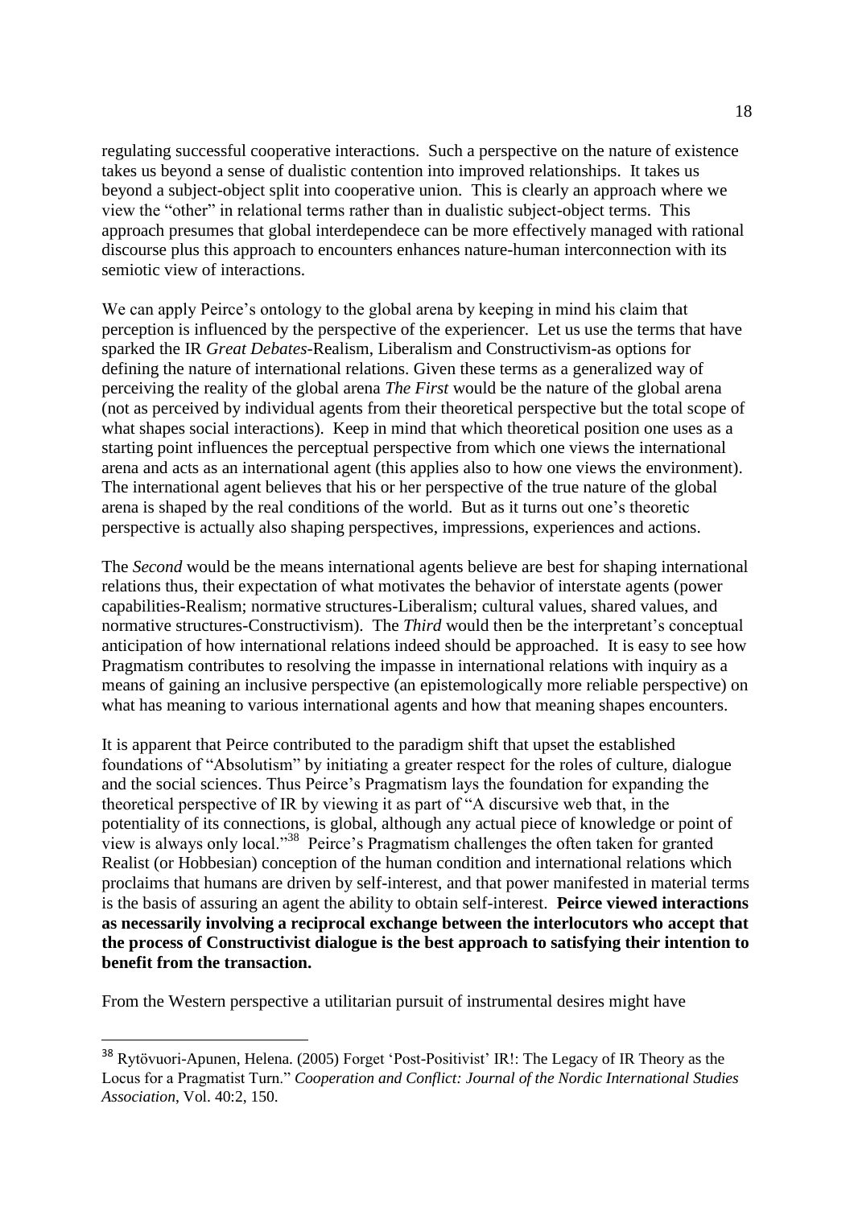regulating successful cooperative interactions. Such a perspective on the nature of existence takes us beyond a sense of dualistic contention into improved relationships. It takes us beyond a subject-object split into cooperative union. This is clearly an approach where we view the "other" in relational terms rather than in dualistic subject-object terms. This approach presumes that global interdependece can be more effectively managed with rational discourse plus this approach to encounters enhances nature-human interconnection with its semiotic view of interactions.

We can apply Peirce's ontology to the global arena by keeping in mind his claim that perception is influenced by the perspective of the experiencer. Let us use the terms that have sparked the IR *Great Debates*-Realism, Liberalism and Constructivism-as options for defining the nature of international relations. Given these terms as a generalized way of perceiving the reality of the global arena *The First* would be the nature of the global arena (not as perceived by individual agents from their theoretical perspective but the total scope of what shapes social interactions). Keep in mind that which theoretical position one uses as a starting point influences the perceptual perspective from which one views the international arena and acts as an international agent (this applies also to how one views the environment). The international agent believes that his or her perspective of the true nature of the global arena is shaped by the real conditions of the world. But as it turns out one's theoretic perspective is actually also shaping perspectives, impressions, experiences and actions.

The *Second* would be the means international agents believe are best for shaping international relations thus, their expectation of what motivates the behavior of interstate agents (power capabilities-Realism; normative structures-Liberalism; cultural values, shared values, and normative structures-Constructivism). The *Third* would then be the interpretant's conceptual anticipation of how international relations indeed should be approached. It is easy to see how Pragmatism contributes to resolving the impasse in international relations with inquiry as a means of gaining an inclusive perspective (an epistemologically more reliable perspective) on what has meaning to various international agents and how that meaning shapes encounters.

It is apparent that Peirce contributed to the paradigm shift that upset the established foundations of "Absolutism" by initiating a greater respect for the roles of culture, dialogue and the social sciences. Thus Peirce's Pragmatism lays the foundation for expanding the theoretical perspective of IR by viewing it as part of "A discursive web that, in the potentiality of its connections, is global, although any actual piece of knowledge or point of view is always only local."[38] Peirce's Pragmatism challenges the often taken for granted Realist (or Hobbesian) conception of the human condition and international relations which proclaims that humans are driven by self-interest, and that power manifested in material terms is the basis of assuring an agent the ability to obtain self-interest. **Peirce viewed interactions as necessarily involving a reciprocal exchange between the interlocutors who accept that the process of Constructivist dialogue is the best approach to satisfying their intention to benefit from the transaction.**

From the Western perspective a utilitarian pursuit of instrumental desires might have

---

[38] Rytövuori-Apunen, Helena. (2005) Forget 'Post-Positivist' IR!: The Legacy of IR Theory as the Locus for a Pragmatist Turn." *Cooperation and Conflict: Journal of the Nordic International Studies Association*, Vol. 40:2, 150.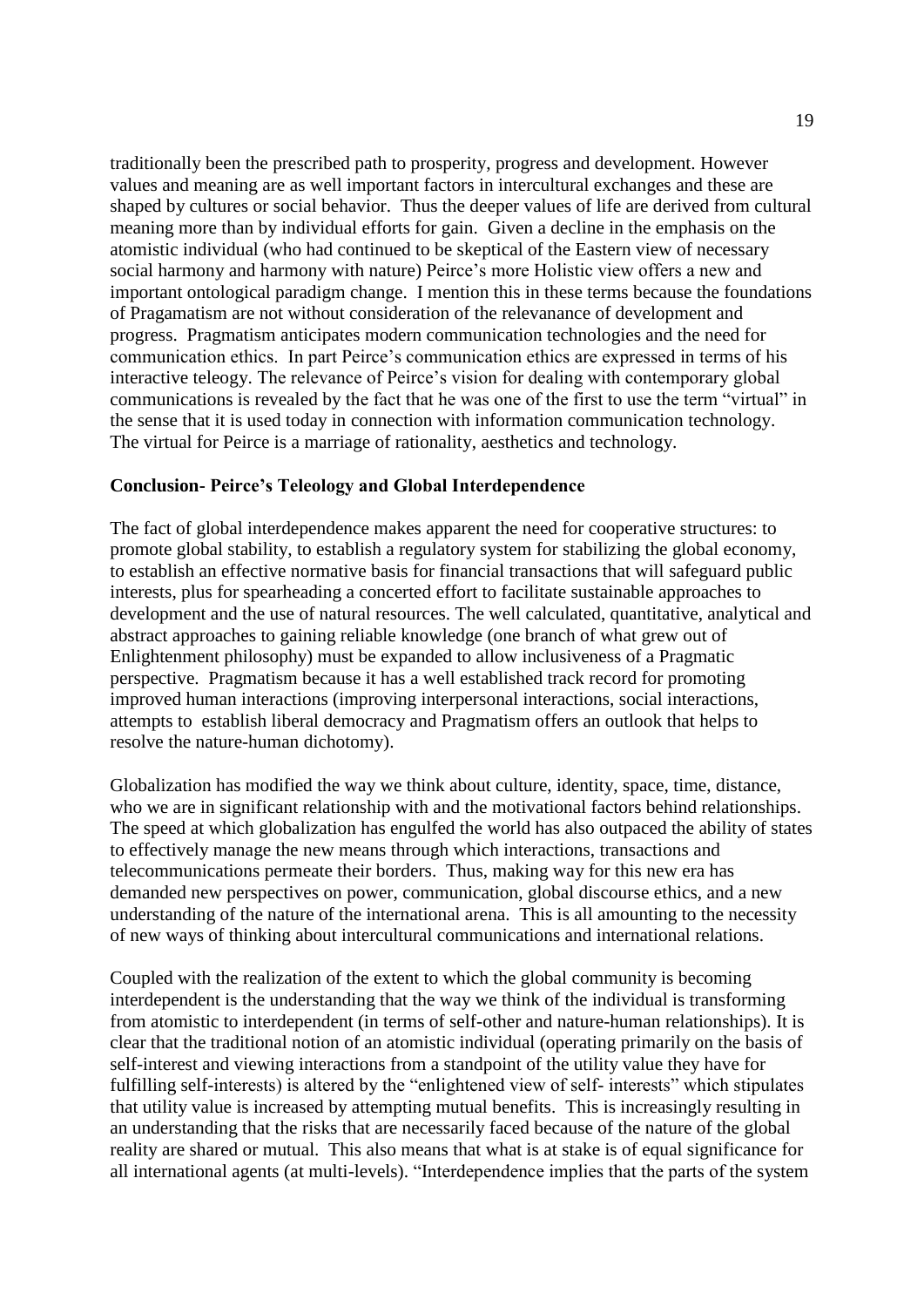traditionally been the prescribed path to prosperity, progress and development. However values and meaning are as well important factors in intercultural exchanges and these are shaped by cultures or social behavior. Thus the deeper values of life are derived from cultural meaning more than by individual efforts for gain. Given a decline in the emphasis on the atomistic individual (who had continued to be skeptical of the Eastern view of necessary social harmony and harmony with nature) Peirce's more Holistic view offers a new and important ontological paradigm change. I mention this in these terms because the foundations of Pragamatism are not without consideration of the relevanance of development and progress. Pragmatism anticipates modern communication technologies and the need for communication ethics. In part Peirce's communication ethics are expressed in terms of his interactive teleogy. The relevance of Peirce's vision for dealing with contemporary global communications is revealed by the fact that he was one of the first to use the term "virtual" in the sense that it is used today in connection with information communication technology. The virtual for Peirce is a marriage of rationality, aesthetics and technology.

**Conclusion- Peirce's Teleology and Global Interdependence**

The fact of global interdependence makes apparent the need for cooperative structures: to promote global stability, to establish a regulatory system for stabilizing the global economy, to establish an effective normative basis for financial transactions that will safeguard public interests, plus for spearheading a concerted effort to facilitate sustainable approaches to development and the use of natural resources. The well calculated, quantitative, analytical and abstract approaches to gaining reliable knowledge (one branch of what grew out of Enlightenment philosophy) must be expanded to allow inclusiveness of a Pragmatic perspective. Pragmatism because it has a well established track record for promoting improved human interactions (improving interpersonal interactions, social interactions, attempts to establish liberal democracy and Pragmatism offers an outlook that helps to resolve the nature-human dichotomy).

Globalization has modified the way we think about culture, identity, space, time, distance, who we are in significant relationship with and the motivational factors behind relationships. The speed at which globalization has engulfed the world has also outpaced the ability of states to effectively manage the new means through which interactions, transactions and telecommunications permeate their borders. Thus, making way for this new era has demanded new perspectives on power, communication, global discourse ethics, and a new understanding of the nature of the international arena. This is all amounting to the necessity of new ways of thinking about intercultural communications and international relations.

Coupled with the realization of the extent to which the global community is becoming interdependent is the understanding that the way we think of the individual is transforming from atomistic to interdependent (in terms of self-other and nature-human relationships). It is clear that the traditional notion of an atomistic individual (operating primarily on the basis of self-interest and viewing interactions from a standpoint of the utility value they have for fulfilling self-interests) is altered by the "enlightened view of self- interests" which stipulates that utility value is increased by attempting mutual benefits. This is increasingly resulting in an understanding that the risks that are necessarily faced because of the nature of the global reality are shared or mutual. This also means that what is at stake is of equal significance for all international agents (at multi-levels). "Interdependence implies that the parts of the system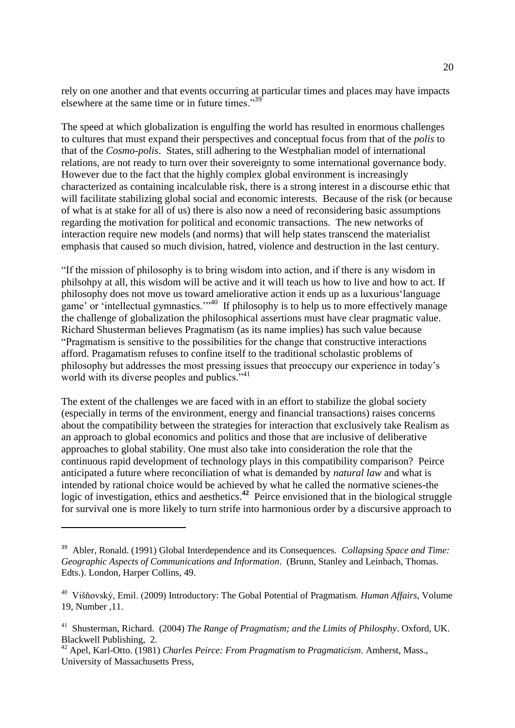rely on one another and that events occurring at particular times and places may have impacts elsewhere at the same time or in future times."[39]

The speed at which globalization is engulfing the world has resulted in enormous challenges to cultures that must expand their perspectives and conceptual focus from that of the *polis* to that of the *Cosmo-polis*. States, still adhering to the Westphalian model of international relations, are not ready to turn over their sovereignty to some international governance body. However due to the fact that the highly complex global environment is increasingly characterized as containing incalculable risk, there is a strong interest in a discourse ethic that will facilitate stabilizing global social and economic interests. Because of the risk (or because of what is at stake for all of us) there is also now a need of reconsidering basic assumptions regarding the motivation for political and economic transactions. The new networks of interaction require new models (and norms) that will help states transcend the materialist emphasis that caused so much division, hatred, violence and destruction in the last century.

"If the mission of philosophy is to bring wisdom into action, and if there is any wisdom in philsohpy at all, this wisdom will be active and it will teach us how to live and how to act. If philosophy does not move us toward ameliorative action it ends up as a luxurious'language game' or 'intellectual gymnastics.'"[40] If philosophy is to help us to more effectively manage the challenge of globalization the philosophical assertions must have clear pragmatic value. Richard Shusterman believes Pragmatism (as its name implies) has such value because "Pragmatism is sensitive to the possibilities for the change that constructive interactions afford. Pragamatism refuses to confine itself to the traditional scholastic problems of philosophy but addresses the most pressing issues that preoccupy our experience in today's world with its diverse peoples and publics."[41]

The extent of the challenges we are faced with in an effort to stabilize the global society (especially in terms of the environment, energy and financial transactions) raises concerns about the compatibility between the strategies for interaction that exclusively take Realism as an approach to global economics and politics and those that are inclusive of deliberative approaches to global stability. One must also take into consideration the role that the continuous rapid development of technology plays in this compatibility comparison? Peirce anticipated a future where reconciliation of what is demanded by *natural law* and what is intended by rational choice would be achieved by what he called the normative scienes-the logic of investigation, ethics and aesthetics.[42] Peirce envisioned that in the biological struggle for survival one is more likely to turn strife into harmonious order by a discursive approach to

---

[39] Abler, Ronald. (1991) Global Interdependence and its Consequences. *Collapsing Space and Time: Geographic Aspects of Communications and Information*. (Brunn, Stanley and Leinbach, Thomas. Edts.). London, Harper Collins, 49.

[40] Višňovský, Emil. (2009) Introductory: The Gobal Potential of Pragmatism. *Human Affairs*, Volume 19, Number ,11.

[41] Shusterman, Richard. (2004) *The Range of Pragmatism; and the Limits of Philosphy*. Oxford, UK. Blackwell Publishing, 2.

[42] Apel, Karl-Otto. (1981) *Charles Peirce: From Pragmatism to Pragmaticism*. Amherst, Mass., University of Massachusetts Press,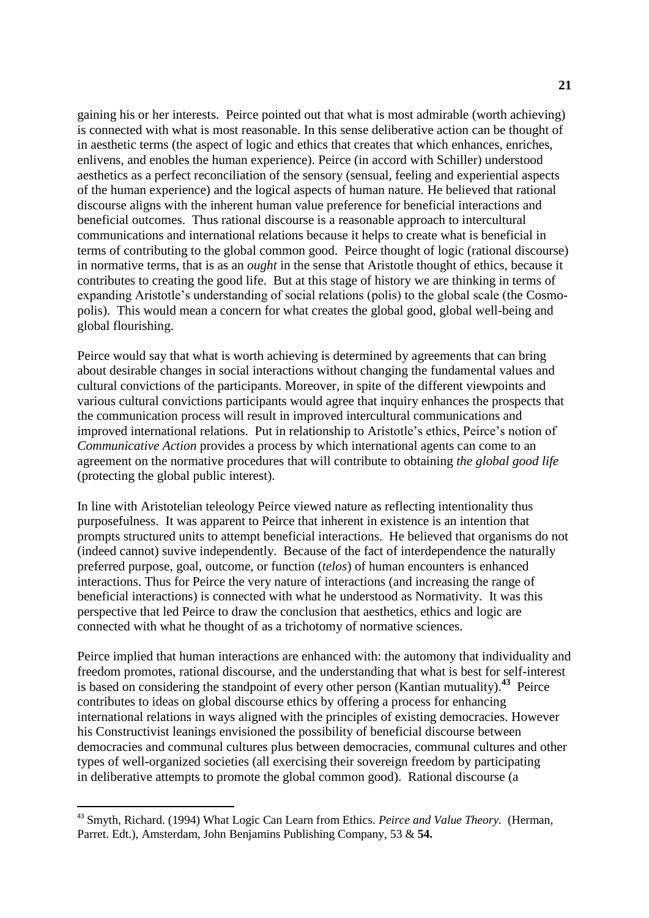gaining his or her interests. Peirce pointed out that what is most admirable (worth achieving) is connected with what is most reasonable. In this sense deliberative action can be thought of in aesthetic terms (the aspect of logic and ethics that creates that which enhances, enriches, enlivens, and enobles the human experience). Peirce (in accord with Schiller) understood aesthetics as a perfect reconciliation of the sensory (sensual, feeling and experiential aspects of the human experience) and the logical aspects of human nature. He believed that rational discourse aligns with the inherent human value preference for beneficial interactions and beneficial outcomes. Thus rational discourse is a reasonable approach to intercultural communications and international relations because it helps to create what is beneficial in terms of contributing to the global common good. Peirce thought of logic (rational discourse) in normative terms, that is as an *ought* in the sense that Aristotle thought of ethics, because it contributes to creating the good life. But at this stage of history we are thinking in terms of expanding Aristotle's understanding of social relations (polis) to the global scale (the Cosmo-polis). This would mean a concern for what creates the global good, global well-being and global flourishing.

Peirce would say that what is worth achieving is determined by agreements that can bring about desirable changes in social interactions without changing the fundamental values and cultural convictions of the participants. Moreover, in spite of the different viewpoints and various cultural convictions participants would agree that inquiry enhances the prospects that the communication process will result in improved intercultural communications and improved international relations. Put in relationship to Aristotle's ethics, Peirce's notion of *Communicative Action* provides a process by which international agents can come to an agreement on the normative procedures that will contribute to obtaining *the global good life* (protecting the global public interest).

In line with Aristotelian teleology Peirce viewed nature as reflecting intentionality thus purposefulness. It was apparent to Peirce that inherent in existence is an intention that prompts structured units to attempt beneficial interactions. He believed that organisms do not (indeed cannot) suvive independently. Because of the fact of interdependence the naturally preferred purpose, goal, outcome, or function (*telos*) of human encounters is enhanced interactions. Thus for Peirce the very nature of interactions (and increasing the range of beneficial interactions) is connected with what he understood as Normativity. It was this perspective that led Peirce to draw the conclusion that aesthetics, ethics and logic are connected with what he thought of as a trichotomy of normative sciences.

Peirce implied that human interactions are enhanced with: the automony that individuality and freedom promotes, rational discourse, and the understanding that what is best for self-interest is based on considering the standpoint of every other person (Kantian mutuality).[43] Peirce contributes to ideas on global discourse ethics by offering a process for enhancing international relations in ways aligned with the principles of existing democracies. However his Constructivist leanings envisioned the possibility of beneficial discourse between democracies and communal cultures plus between democracies, communal cultures and other types of well-organized societies (all exercising their sovereign freedom by participating in deliberative attempts to promote the global common good). Rational discourse (a

[43] Smyth, Richard. (1994) What Logic Can Learn from Ethics. *Peirce and Value Theory.* (Herman, Parret. Edt.), Amsterdam, John Benjamins Publishing Company, 53 & **54.**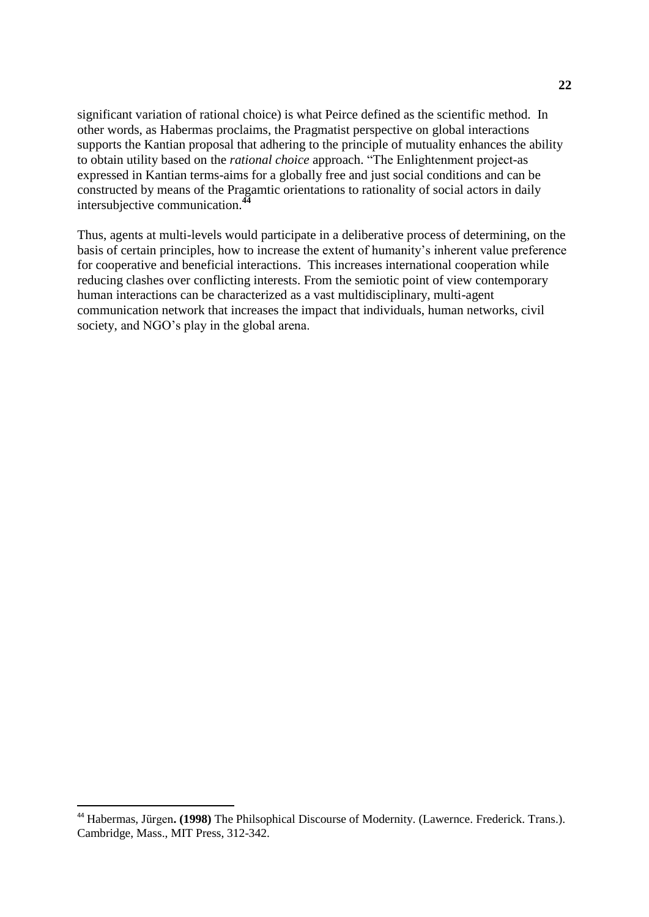significant variation of rational choice) is what Peirce defined as the scientific method. In other words, as Habermas proclaims, the Pragmatist perspective on global interactions supports the Kantian proposal that adhering to the principle of mutuality enhances the ability to obtain utility based on the *rational choice* approach. "The Enlightenment project-as expressed in Kantian terms-aims for a globally free and just social conditions and can be constructed by means of the Pragamtic orientations to rationality of social actors in daily intersubjective communication.[44]

Thus, agents at multi-levels would participate in a deliberative process of determining, on the basis of certain principles, how to increase the extent of humanity's inherent value preference for cooperative and beneficial interactions. This increases international cooperation while reducing clashes over conflicting interests. From the semiotic point of view contemporary human interactions can be characterized as a vast multidisciplinary, multi-agent communication network that increases the impact that individuals, human networks, civil society, and NGO's play in the global arena.

---

[44] Habermas, Jürgen**. (1998)** The Philsophical Discourse of Modernity. (Lawernce. Frederick. Trans.). Cambridge, Mass., MIT Press, 312-342.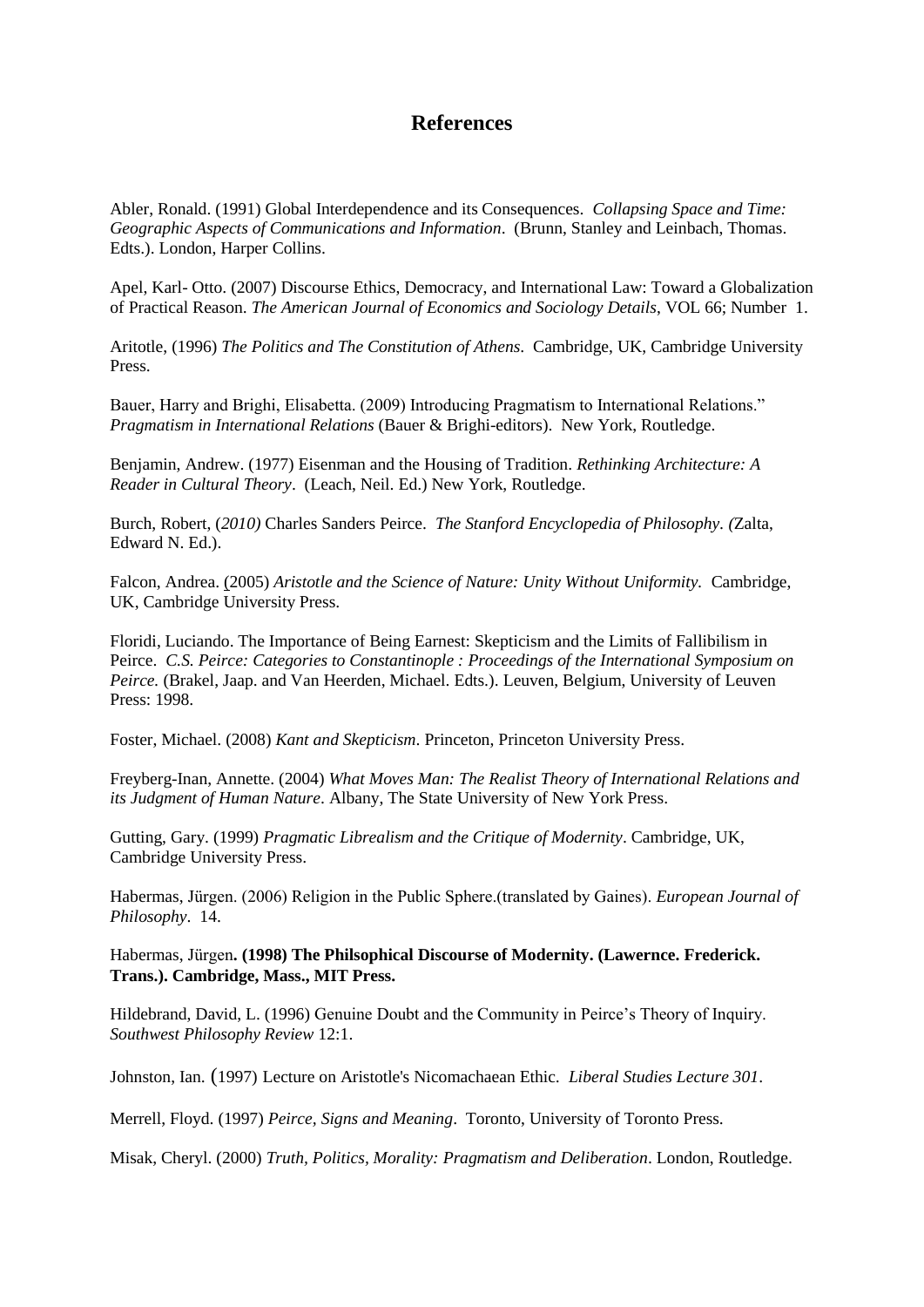## References

Abler, Ronald. (1991) Global Interdependence and its Consequences. *Collapsing Space and Time: Geographic Aspects of Communications and Information*. (Brunn, Stanley and Leinbach, Thomas. Edts.). London, Harper Collins.

Apel, Karl- Otto. (2007) Discourse Ethics, Democracy, and International Law: Toward a Globalization of Practical Reason. *The American Journal of Economics and Sociology Details*, VOL 66; Number 1.

Aritotle, (1996) *The Politics and The Constitution of Athens*. Cambridge, UK, Cambridge University Press.

Bauer, Harry and Brighi, Elisabetta. (2009) Introducing Pragmatism to International Relations." *Pragmatism in International Relations* (Bauer & Brighi-editors). New York, Routledge.

Benjamin, Andrew. (1977) Eisenman and the Housing of Tradition. *Rethinking Architecture: A Reader in Cultural Theory*. (Leach, Neil. Ed.) New York, Routledge.

Burch, Robert, (*2010)* Charles Sanders Peirce. *The Stanford Encyclopedia of Philosophy. (*Zalta, Edward N. Ed.).

Falcon, Andrea. (2005) *Aristotle and the Science of Nature: Unity Without Uniformity.* Cambridge, UK, Cambridge University Press.

Floridi, Luciando. The Importance of Being Earnest: Skepticism and the Limits of Fallibilism in Peirce. *C.S. Peirce: Categories to Constantinople : Proceedings of the International Symposium on Peirce.* (Brakel, Jaap. and Van Heerden, Michael. Edts.). Leuven, Belgium, University of Leuven Press: 1998.

Foster, Michael. (2008) *Kant and Skepticism*. Princeton, Princeton University Press.

Freyberg-Inan, Annette. (2004) *What Moves Man: The Realist Theory of International Relations and its Judgment of Human Nature*. Albany, The State University of New York Press.

Gutting, Gary. (1999) *Pragmatic Librealism and the Critique of Modernity*. Cambridge, UK, Cambridge University Press.

Habermas, Jürgen. (2006) Religion in the Public Sphere.(translated by Gaines). *European Journal of Philosophy*. 14.

Habermas, Jürgen**. (1998) The Philsophical Discourse of Modernity. (Lawernce. Frederick. Trans.). Cambridge, Mass., MIT Press.**

Hildebrand, David, L. (1996) Genuine Doubt and the Community in Peirce's Theory of Inquiry. *Southwest Philosophy Review* 12:1.

Johnston, Ian. (1997) Lecture on Aristotle's Nicomachaean Ethic. *Liberal Studies Lecture 301*.

Merrell, Floyd. (1997) *Peirce, Signs and Meaning*. Toronto, University of Toronto Press.

Misak, Cheryl. (2000) *Truth, Politics, Morality: Pragmatism and Deliberation*. London, Routledge.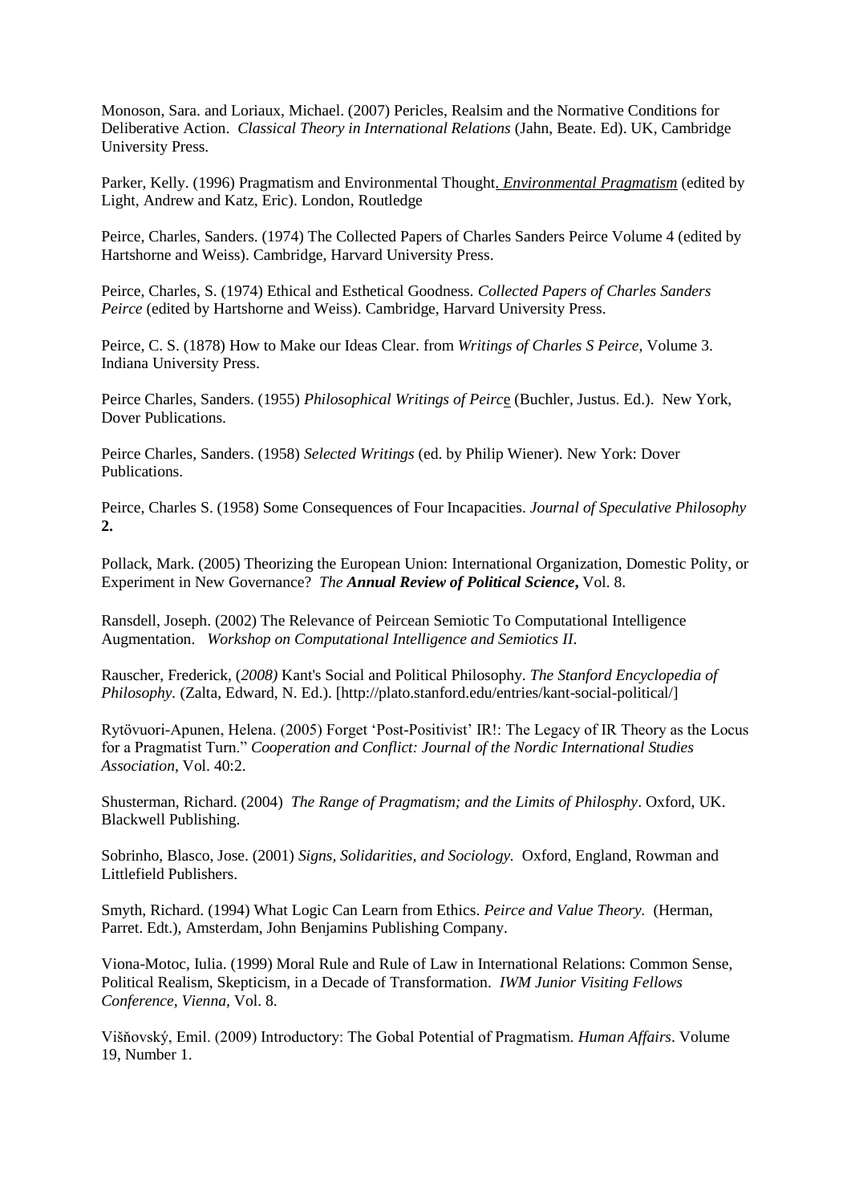Monoson, Sara. and Loriaux, Michael. (2007) Pericles, Realsim and the Normative Conditions for Deliberative Action. *Classical Theory in International Relations* (Jahn, Beate. Ed). UK, Cambridge University Press.

Parker, Kelly. (1996) Pragmatism and Environmental Thought*. Environmental Pragmatism* (edited by Light, Andrew and Katz, Eric). London, Routledge

Peirce, Charles, Sanders. (1974) The Collected Papers of Charles Sanders Peirce Volume 4 (edited by Hartshorne and Weiss). Cambridge, Harvard University Press.

Peirce, Charles, S. (1974) Ethical and Esthetical Goodness. *Collected Papers of Charles Sanders Peirce* (edited by Hartshorne and Weiss). Cambridge, Harvard University Press.

Peirce, C. S. (1878) How to Make our Ideas Clear. from *Writings of Charles S Peirce*, Volume 3. Indiana University Press.

Peirce Charles, Sanders. (1955) *Philosophical Writings of Peirce* (Buchler, Justus. Ed.). New York, Dover Publications.

Peirce Charles, Sanders. (1958) *Selected Writings* (ed. by Philip Wiener). New York: Dover Publications.

Peirce, Charles S. (1958) Some Consequences of Four Incapacities. *Journal of Speculative Philosophy* **2.**

Pollack, Mark. (2005) Theorizing the European Union: International Organization, Domestic Polity, or Experiment in New Governance? *The **Annual Review of Political Science***, Vol. 8.

Ransdell, Joseph. (2002) The Relevance of Peircean Semiotic To Computational Intelligence Augmentation. *Workshop on Computational Intelligence and Semiotics II.*

Rauscher, Frederick, (*2008)* Kant's Social and Political Philosophy. *The Stanford Encyclopedia of Philosophy.* (Zalta, Edward, N. Ed.). [http://plato.stanford.edu/entries/kant-social-political/]

Rytövuori-Apunen, Helena. (2005) Forget 'Post-Positivist' IR!: The Legacy of IR Theory as the Locus for a Pragmatist Turn." *Cooperation and Conflict: Journal of the Nordic International Studies Association*, Vol. 40:2.

Shusterman, Richard. (2004) *The Range of Pragmatism; and the Limits of Philosphy*. Oxford, UK. Blackwell Publishing.

Sobrinho, Blasco, Jose. (2001) *Signs, Solidarities, and Sociology.* Oxford, England, Rowman and Littlefield Publishers.

Smyth, Richard. (1994) What Logic Can Learn from Ethics. *Peirce and Value Theory.* (Herman, Parret. Edt.), Amsterdam, John Benjamins Publishing Company.

Viona-Motoc, Iulia. (1999) Moral Rule and Rule of Law in International Relations: Common Sense, Political Realism, Skepticism, in a Decade of Transformation. *IWM Junior Visiting Fellows Conference, Vienna*, Vol. 8.

Višňovský, Emil. (2009) Introductory: The Gobal Potential of Pragmatism. *Human Affairs*. Volume 19, Number 1.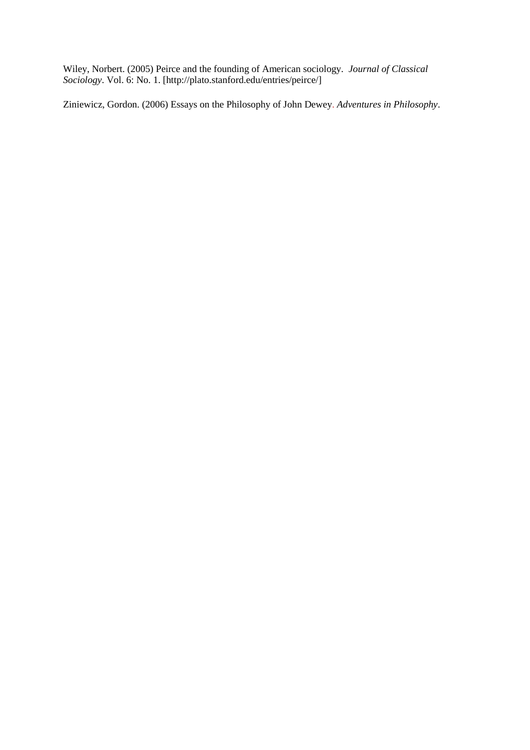Wiley, Norbert. (2005) Peirce and the founding of American sociology. *Journal of Classical Sociology*. Vol. 6: No. 1. [http://plato.stanford.edu/entries/peirce/]

Ziniewicz, Gordon. (2006) Essays on the Philosophy of John Dewey. *Adventures in Philosophy*.